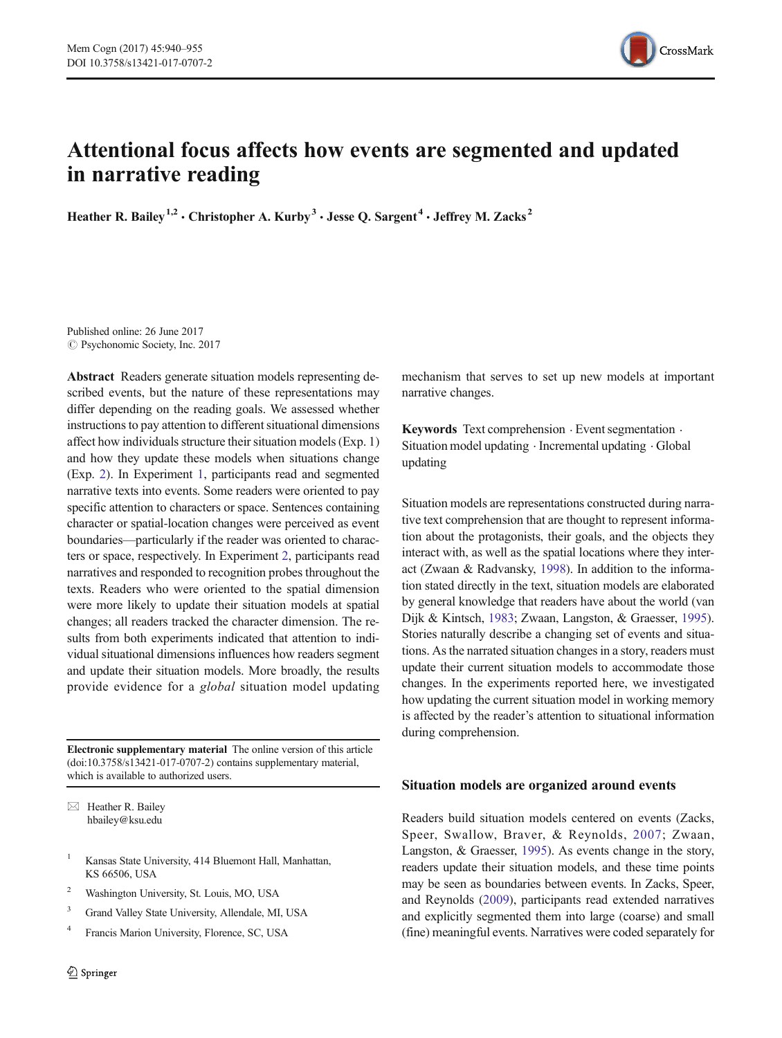# Attentional focus affects how events are segmented and updated in narrative reading

**Heather R. Bailey**[1,2] **· Christopher A. Kurby**[3] **· Jesse Q. Sargent**[4] **· Jeffrey M. Zacks**[2]

Published online: 26 June 2017
© Psychonomic Society, Inc. 2017

**Abstract** Readers generate situation models representing described events, but the nature of these representations may differ depending on the reading goals. We assessed whether instructions to pay attention to different situational dimensions affect how individuals structure their situation models (Exp. 1) and how they update these models when situations change (Exp. 2). In Experiment 1, participants read and segmented narrative texts into events. Some readers were oriented to pay specific attention to characters or space. Sentences containing character or spatial-location changes were perceived as event boundaries—particularly if the reader was oriented to characters or space, respectively. In Experiment 2, participants read narratives and responded to recognition probes throughout the texts. Readers who were oriented to the spatial dimension were more likely to update their situation models at spatial changes; all readers tracked the character dimension. The results from both experiments indicated that attention to individual situational dimensions influences how readers segment and update their situation models. More broadly, the results provide evidence for a *global* situation model updating mechanism that serves to set up new models at important narrative changes.

**Keywords** Text comprehension · Event segmentation · Situation model updating · Incremental updating · Global updating

**Electronic supplementary material** The online version of this article (doi:10.3758/s13421-017-0707-2) contains supplementary material, which is available to authorized users.

✉ Heather R. Bailey
hbailey@ksu.edu

[1] Kansas State University, 414 Bluemont Hall, Manhattan, KS 66506, USA

[2] Washington University, St. Louis, MO, USA

[3] Grand Valley State University, Allendale, MI, USA

[4] Francis Marion University, Florence, SC, USA

Situation models are representations constructed during narrative text comprehension that are thought to represent information about the protagonists, their goals, and the objects they interact with, as well as the spatial locations where they interact (Zwaan & Radvansky, 1998). In addition to the information stated directly in the text, situation models are elaborated by general knowledge that readers have about the world (van Dijk & Kintsch, 1983; Zwaan, Langston, & Graesser, 1995). Stories naturally describe a changing set of events and situations. As the narrated situation changes in a story, readers must update their current situation models to accommodate those changes. In the experiments reported here, we investigated how updating the current situation model in working memory is affected by the reader's attention to situational information during comprehension.

## Situation models are organized around events

Readers build situation models centered on events (Zacks, Speer, Swallow, Braver, & Reynolds, 2007; Zwaan, Langston, & Graesser, 1995). As events change in the story, readers update their situation models, and these time points may be seen as boundaries between events. In Zacks, Speer, and Reynolds (2009), participants read extended narratives and explicitly segmented them into large (coarse) and small (fine) meaningful events. Narratives were coded separately for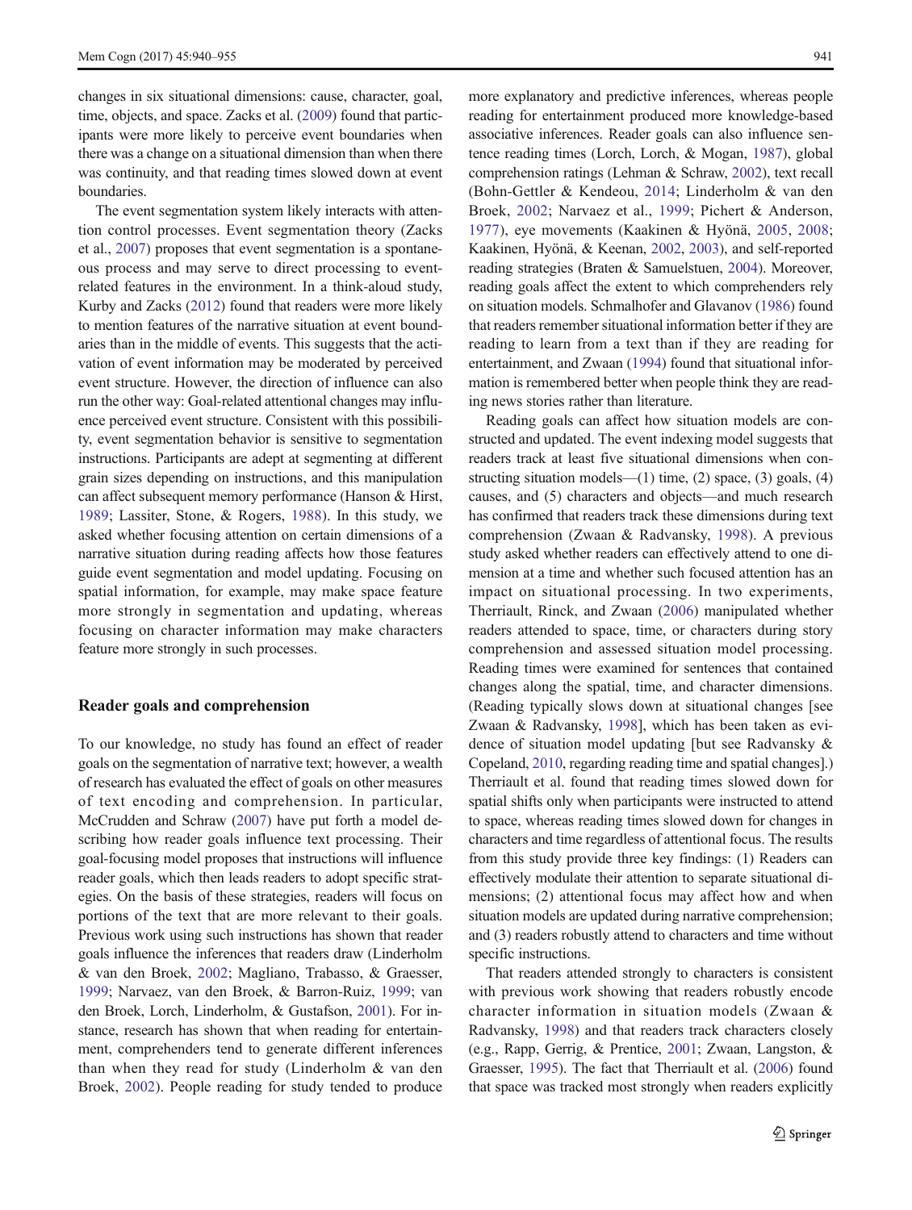changes in six situational dimensions: cause, character, goal, time, objects, and space. Zacks et al. (2009) found that participants were more likely to perceive event boundaries when there was a change on a situational dimension than when there was continuity, and that reading times slowed down at event boundaries.

The event segmentation system likely interacts with attention control processes. Event segmentation theory (Zacks et al., 2007) proposes that event segmentation is a spontaneous process and may serve to direct processing to event-related features in the environment. In a think-aloud study, Kurby and Zacks (2012) found that readers were more likely to mention features of the narrative situation at event boundaries than in the middle of events. This suggests that the activation of event information may be moderated by perceived event structure. However, the direction of influence can also run the other way: Goal-related attentional changes may influence perceived event structure. Consistent with this possibility, event segmentation behavior is sensitive to segmentation instructions. Participants are adept at segmenting at different grain sizes depending on instructions, and this manipulation can affect subsequent memory performance (Hanson & Hirst, 1989; Lassiter, Stone, & Rogers, 1988). In this study, we asked whether focusing attention on certain dimensions of a narrative situation during reading affects how those features guide event segmentation and model updating. Focusing on spatial information, for example, may make space feature more strongly in segmentation and updating, whereas focusing on character information may make characters feature more strongly in such processes.

## Reader goals and comprehension

To our knowledge, no study has found an effect of reader goals on the segmentation of narrative text; however, a wealth of research has evaluated the effect of goals on other measures of text encoding and comprehension. In particular, McCrudden and Schraw (2007) have put forth a model describing how reader goals influence text processing. Their goal-focusing model proposes that instructions will influence reader goals, which then leads readers to adopt specific strategies. On the basis of these strategies, readers will focus on portions of the text that are more relevant to their goals. Previous work using such instructions has shown that reader goals influence the inferences that readers draw (Linderholm & van den Broek, 2002; Magliano, Trabasso, & Graesser, 1999; Narvaez, van den Broek, & Barron-Ruiz, 1999; van den Broek, Lorch, Linderholm, & Gustafson, 2001). For instance, research has shown that when reading for entertainment, comprehenders tend to generate different inferences than when they read for study (Linderholm & van den Broek, 2002). People reading for study tended to produce more explanatory and predictive inferences, whereas people reading for entertainment produced more knowledge-based associative inferences. Reader goals can also influence sentence reading times (Lorch, Lorch, & Mogan, 1987), global comprehension ratings (Lehman & Schraw, 2002), text recall (Bohn-Gettler & Kendeou, 2014; Linderholm & van den Broek, 2002; Narvaez et al., 1999; Pichert & Anderson, 1977), eye movements (Kaakinen & Hyönä, 2005, 2008; Kaakinen, Hyönä, & Keenan, 2002, 2003), and self-reported reading strategies (Braten & Samuelstuen, 2004). Moreover, reading goals affect the extent to which comprehenders rely on situation models. Schmalhofer and Glavanov (1986) found that readers remember situational information better if they are reading to learn from a text than if they are reading for entertainment, and Zwaan (1994) found that situational information is remembered better when people think they are reading news stories rather than literature.

Reading goals can affect how situation models are constructed and updated. The event indexing model suggests that readers track at least five situational dimensions when constructing situation models—(1) time, (2) space, (3) goals, (4) causes, and (5) characters and objects—and much research has confirmed that readers track these dimensions during text comprehension (Zwaan & Radvansky, 1998). A previous study asked whether readers can effectively attend to one dimension at a time and whether such focused attention has an impact on situational processing. In two experiments, Therriault, Rinck, and Zwaan (2006) manipulated whether readers attended to space, time, or characters during story comprehension and assessed situation model processing. Reading times were examined for sentences that contained changes along the spatial, time, and character dimensions. (Reading typically slows down at situational changes [see Zwaan & Radvansky, 1998], which has been taken as evidence of situation model updating [but see Radvansky & Copeland, 2010, regarding reading time and spatial changes].) Therriault et al. found that reading times slowed down for spatial shifts only when participants were instructed to attend to space, whereas reading times slowed down for changes in characters and time regardless of attentional focus. The results from this study provide three key findings: (1) Readers can effectively modulate their attention to separate situational dimensions; (2) attentional focus may affect how and when situation models are updated during narrative comprehension; and (3) readers robustly attend to characters and time without specific instructions.

That readers attended strongly to characters is consistent with previous work showing that readers robustly encode character information in situation models (Zwaan & Radvansky, 1998) and that readers track characters closely (e.g., Rapp, Gerrig, & Prentice, 2001; Zwaan, Langston, & Graesser, 1995). The fact that Therriault et al. (2006) found that space was tracked most strongly when readers explicitly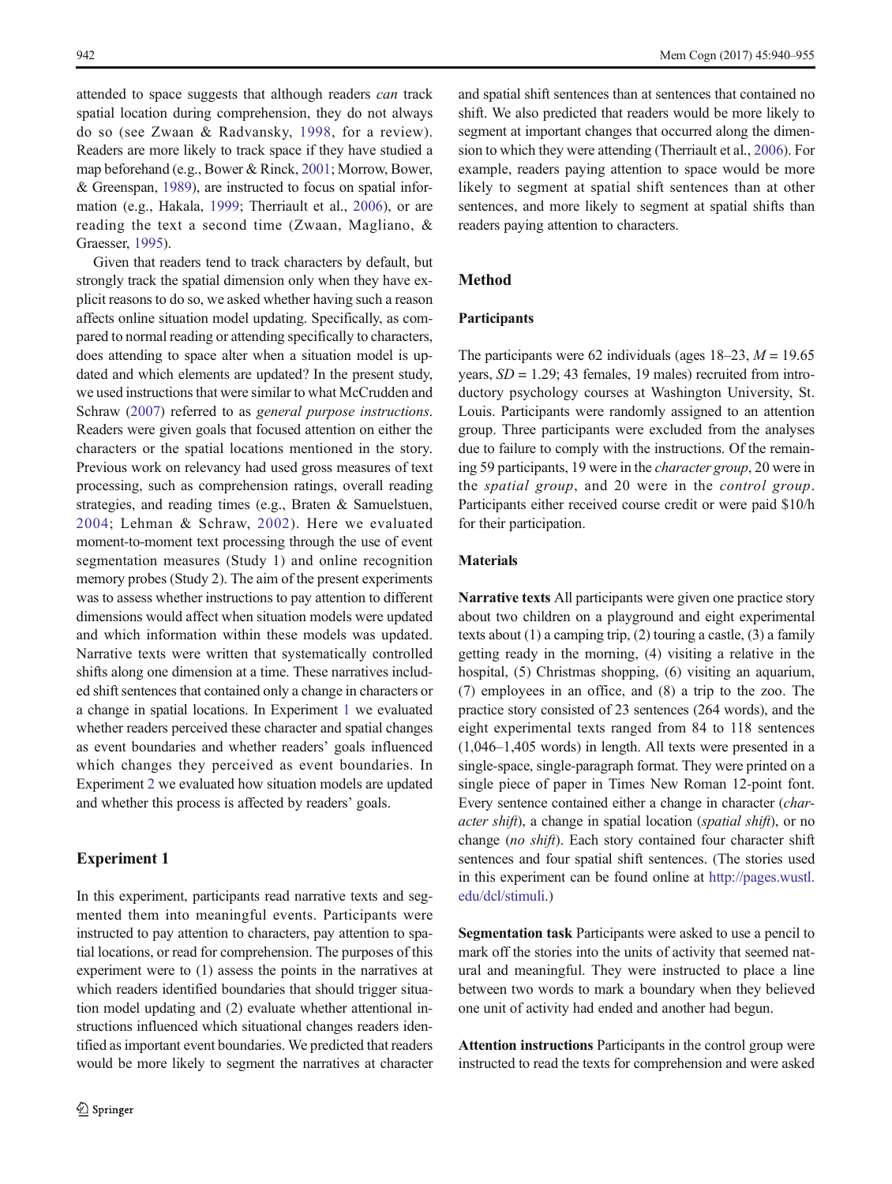attended to space suggests that although readers *can* track spatial location during comprehension, they do not always do so (see Zwaan & Radvansky, 1998, for a review). Readers are more likely to track space if they have studied a map beforehand (e.g., Bower & Rinck, 2001; Morrow, Bower, & Greenspan, 1989), are instructed to focus on spatial information (e.g., Hakala, 1999; Therriault et al., 2006), or are reading the text a second time (Zwaan, Magliano, & Graesser, 1995).

Given that readers tend to track characters by default, but strongly track the spatial dimension only when they have explicit reasons to do so, we asked whether having such a reason affects online situation model updating. Specifically, as compared to normal reading or attending specifically to characters, does attending to space alter when a situation model is updated and which elements are updated? In the present study, we used instructions that were similar to what McCrudden and Schraw (2007) referred to as *general purpose instructions*. Readers were given goals that focused attention on either the characters or the spatial locations mentioned in the story. Previous work on relevancy had used gross measures of text processing, such as comprehension ratings, overall reading strategies, and reading times (e.g., Braten & Samuelstuen, 2004; Lehman & Schraw, 2002). Here we evaluated moment-to-moment text processing through the use of event segmentation measures (Study 1) and online recognition memory probes (Study 2). The aim of the present experiments was to assess whether instructions to pay attention to different dimensions would affect when situation models were updated and which information within these models was updated. Narrative texts were written that systematically controlled shifts along one dimension at a time. These narratives included shift sentences that contained only a change in characters or a change in spatial locations. In Experiment 1 we evaluated whether readers perceived these character and spatial changes as event boundaries and whether readers' goals influenced which changes they perceived as event boundaries. In Experiment 2 we evaluated how situation models are updated and whether this process is affected by readers' goals.

## Experiment 1

In this experiment, participants read narrative texts and segmented them into meaningful events. Participants were instructed to pay attention to characters, pay attention to spatial locations, or read for comprehension. The purposes of this experiment were to (1) assess the points in the narratives at which readers identified boundaries that should trigger situation model updating and (2) evaluate whether attentional instructions influenced which situational changes readers identified as important event boundaries. We predicted that readers would be more likely to segment the narratives at character and spatial shift sentences than at sentences that contained no shift. We also predicted that readers would be more likely to segment at important changes that occurred along the dimension to which they were attending (Therriault et al., 2006). For example, readers paying attention to space would be more likely to segment at spatial shift sentences than at other sentences, and more likely to segment at spatial shifts than readers paying attention to characters.

### Method

#### Participants

The participants were 62 individuals (ages 18–23, $M = 19.65$ years, $SD = 1.29$; 43 females, 19 males) recruited from introductory psychology courses at Washington University, St. Louis. Participants were randomly assigned to an attention group. Three participants were excluded from the analyses due to failure to comply with the instructions. Of the remaining 59 participants, 19 were in the *character group*, 20 were in the *spatial group*, and 20 were in the *control group*. Participants either received course credit or were paid $10/h for their participation.

#### Materials

**Narrative texts** All participants were given one practice story about two children on a playground and eight experimental texts about (1) a camping trip, (2) touring a castle, (3) a family getting ready in the morning, (4) visiting a relative in the hospital, (5) Christmas shopping, (6) visiting an aquarium, (7) employees in an office, and (8) a trip to the zoo. The practice story consisted of 23 sentences (264 words), and the eight experimental texts ranged from 84 to 118 sentences (1,046–1,405 words) in length. All texts were presented in a single-space, single-paragraph format. They were printed on a single piece of paper in Times New Roman 12-point font. Every sentence contained either a change in character (*character shift*), a change in spatial location (*spatial shift*), or no change (*no shift*). Each story contained four character shift sentences and four spatial shift sentences. (The stories used in this experiment can be found online at http://pages.wustl.edu/dcl/stimuli.)

**Segmentation task** Participants were asked to use a pencil to mark off the stories into the units of activity that seemed natural and meaningful. They were instructed to place a line between two words to mark a boundary when they believed one unit of activity had ended and another had begun.

**Attention instructions** Participants in the control group were instructed to read the texts for comprehension and were asked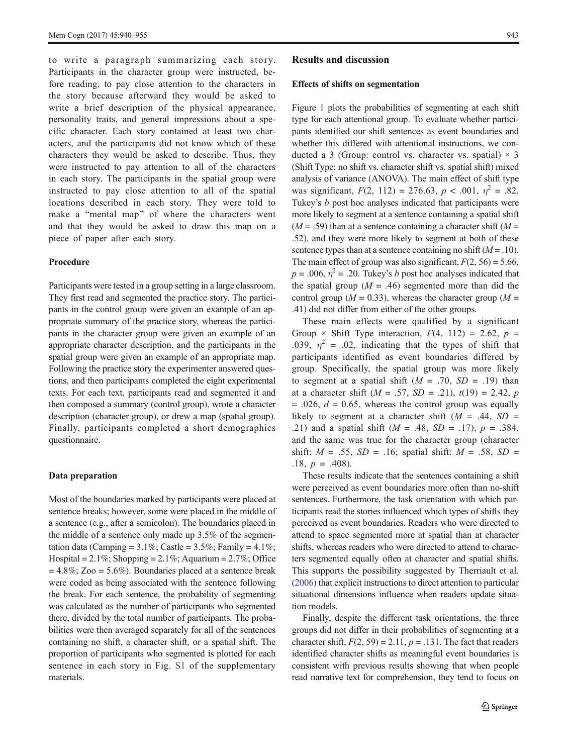to write a paragraph summarizing each story. Participants in the character group were instructed, before reading, to pay close attention to the characters in the story because afterward they would be asked to write a brief description of the physical appearance, personality traits, and general impressions about a specific character. Each story contained at least two characters, and the participants did not know which of these characters they would be asked to describe. Thus, they were instructed to pay attention to all of the characters in each story. The participants in the spatial group were instructed to pay close attention to all of the spatial locations described in each story. They were told to make a "mental map" of where the characters went and that they would be asked to draw this map on a piece of paper after each story.

### Procedure

Participants were tested in a group setting in a large classroom. They first read and segmented the practice story. The participants in the control group were given an example of an appropriate summary of the practice story, whereas the participants in the character group were given an example of an appropriate character description, and the participants in the spatial group were given an example of an appropriate map. Following the practice story the experimenter answered questions, and then participants completed the eight experimental texts. For each text, participants read and segmented it and then composed a summary (control group), wrote a character description (character group), or drew a map (spatial group). Finally, participants completed a short demographics questionnaire.

### Data preparation

Most of the boundaries marked by participants were placed at sentence breaks; however, some were placed in the middle of a sentence (e.g., after a semicolon). The boundaries placed in the middle of a sentence only made up 3.5% of the segmentation data (Camping = 3.1%; Castle = 3.5%; Family = 4.1%; Hospital = 2.1%; Shopping = 2.1%; Aquarium = 2.7%; Office = 4.8%; Zoo = 5.6%). Boundaries placed at a sentence break were coded as being associated with the sentence following the break. For each sentence, the probability of segmenting was calculated as the number of participants who segmented there, divided by the total number of participants. The probabilities were then averaged separately for all of the sentences containing no shift, a character shift, or a spatial shift. The proportion of participants who segmented is plotted for each sentence in each story in Fig. S1 of the supplementary materials.

## Results and discussion

### Effects of shifts on segmentation

Figure 1 plots the probabilities of segmenting at each shift type for each attentional group. To evaluate whether participants identified our shift sentences as event boundaries and whether this differed with attentional instructions, we conducted a 3 (Group: control vs. character vs. spatial) × 3 (Shift Type: no shift vs. character shift vs. spatial shift) mixed analysis of variance (ANOVA). The main effect of shift type was significant, $F(2, 112) = 276.63$, $p < .001$, $\eta^2 = .82$. Tukey's *b* post hoc analyses indicated that participants were more likely to segment at a sentence containing a spatial shift ($M = .59$) than at a sentence containing a character shift ($M = .52$), and they were more likely to segment at both of these sentence types than at a sentence containing no shift ($M = .10$). The main effect of group was also significant, $F(2, 56) = 5.66$, $p = .006$, $\eta^2 = .20$. Tukey's *b* post hoc analyses indicated that the spatial group ($M = .46$) segmented more than did the control group ($M = 0.33$), whereas the character group ($M = .41$) did not differ from either of the other groups.

These main effects were qualified by a significant Group × Shift Type interaction, $F(4, 112) = 2.62$, $p = .039$, $\eta^2 = .02$, indicating that the types of shift that participants identified as event boundaries differed by group. Specifically, the spatial group was more likely to segment at a spatial shift ($M = .70$, $SD = .19$) than at a character shift ($M = .57$, $SD = .21$), $t(19) = 2.42$, $p = .026$, $d = 0.65$, whereas the control group was equally likely to segment at a character shift ($M = .44$, $SD = .21$) and a spatial shift ($M = .48$, $SD = .17$), $p = .384$, and the same was true for the character group (character shift: $M = .55$, $SD = .16$; spatial shift: $M = .58$, $SD = .18$, $p = .408$).

These results indicate that the sentences containing a shift were perceived as event boundaries more often than no-shift sentences. Furthermore, the task orientation with which participants read the stories influenced which types of shifts they perceived as event boundaries. Readers who were directed to attend to space segmented more at spatial than at character shifts, whereas readers who were directed to attend to characters segmented equally often at character and spatial shifts. This supports the possibility suggested by Therriault et al. (2006) that explicit instructions to direct attention to particular situational dimensions influence when readers update situation models.

Finally, despite the different task orientations, the three groups did not differ in their probabilities of segmenting at a character shift, $F(2, 59) = 2.11$, $p = .131$. The fact that readers identified character shifts as meaningful event boundaries is consistent with previous results showing that when people read narrative text for comprehension, they tend to focus on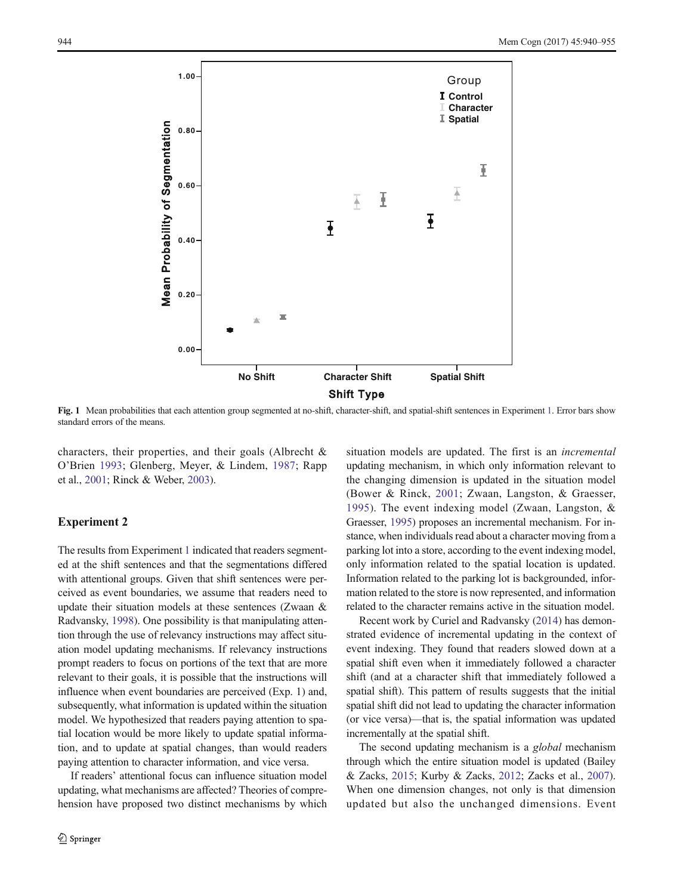Fig. 1 Mean probabilities that each attention group segmented at no-shift, character-shift, and spatial-shift sentences in Experiment 1. Error bars show standard errors of the means.

characters, their properties, and their goals (Albrecht & O'Brien 1993; Glenberg, Meyer, & Lindem, 1987; Rapp et al., 2001; Rinck & Weber, 2003).

## Experiment 2

The results from Experiment 1 indicated that readers segmented at the shift sentences and that the segmentations differed with attentional groups. Given that shift sentences were perceived as event boundaries, we assume that readers need to update their situation models at these sentences (Zwaan & Radvansky, 1998). One possibility is that manipulating attention through the use of relevancy instructions may affect situation model updating mechanisms. If relevancy instructions prompt readers to focus on portions of the text that are more relevant to their goals, it is possible that the instructions will influence when event boundaries are perceived (Exp. 1) and, subsequently, what information is updated within the situation model. We hypothesized that readers paying attention to spatial location would be more likely to update spatial information, and to update at spatial changes, than would readers paying attention to character information, and vice versa.

If readers' attentional focus can influence situation model updating, what mechanisms are affected? Theories of comprehension have proposed two distinct mechanisms by which situation models are updated. The first is an *incremental* updating mechanism, in which only information relevant to the changing dimension is updated in the situation model (Bower & Rinck, 2001; Zwaan, Langston, & Graesser, 1995). The event indexing model (Zwaan, Langston, & Graesser, 1995) proposes an incremental mechanism. For instance, when individuals read about a character moving from a parking lot into a store, according to the event indexing model, only information related to the spatial location is updated. Information related to the parking lot is backgrounded, information related to the store is now represented, and information related to the character remains active in the situation model.

Recent work by Curiel and Radvansky (2014) has demonstrated evidence of incremental updating in the context of event indexing. They found that readers slowed down at a spatial shift even when it immediately followed a character shift (and at a character shift that immediately followed a spatial shift). This pattern of results suggests that the initial spatial shift did not lead to updating the character information (or vice versa)—that is, the spatial information was updated incrementally at the spatial shift.

The second updating mechanism is a *global* mechanism through which the entire situation model is updated (Bailey & Zacks, 2015; Kurby & Zacks, 2012; Zacks et al., 2007). When one dimension changes, not only is that dimension updated but also the unchanged dimensions. Event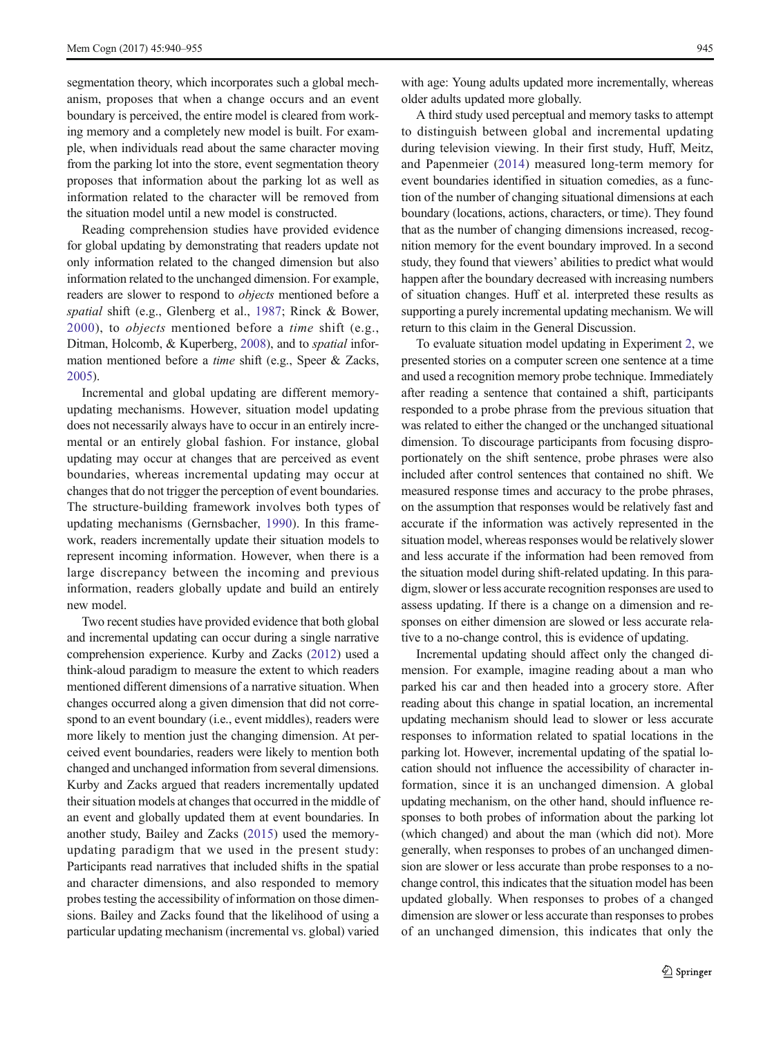segmentation theory, which incorporates such a global mechanism, proposes that when a change occurs and an event boundary is perceived, the entire model is cleared from working memory and a completely new model is built. For example, when individuals read about the same character moving from the parking lot into the store, event segmentation theory proposes that information about the parking lot as well as information related to the character will be removed from the situation model until a new model is constructed.

Reading comprehension studies have provided evidence for global updating by demonstrating that readers update not only information related to the changed dimension but also information related to the unchanged dimension. For example, readers are slower to respond to *objects* mentioned before a *spatial* shift (e.g., Glenberg et al., 1987; Rinck & Bower, 2000), to *objects* mentioned before a *time* shift (e.g., Ditman, Holcomb, & Kuperberg, 2008), and to *spatial* information mentioned before a *time* shift (e.g., Speer & Zacks, 2005).

Incremental and global updating are different memory-updating mechanisms. However, situation model updating does not necessarily always have to occur in an entirely incremental or an entirely global fashion. For instance, global updating may occur at changes that are perceived as event boundaries, whereas incremental updating may occur at changes that do not trigger the perception of event boundaries. The structure-building framework involves both types of updating mechanisms (Gernsbacher, 1990). In this framework, readers incrementally update their situation models to represent incoming information. However, when there is a large discrepancy between the incoming and previous information, readers globally update and build an entirely new model.

Two recent studies have provided evidence that both global and incremental updating can occur during a single narrative comprehension experience. Kurby and Zacks (2012) used a think-aloud paradigm to measure the extent to which readers mentioned different dimensions of a narrative situation. When changes occurred along a given dimension that did not correspond to an event boundary (i.e., event middles), readers were more likely to mention just the changing dimension. At perceived event boundaries, readers were likely to mention both changed and unchanged information from several dimensions. Kurby and Zacks argued that readers incrementally updated their situation models at changes that occurred in the middle of an event and globally updated them at event boundaries. In another study, Bailey and Zacks (2015) used the memory-updating paradigm that we used in the present study: Participants read narratives that included shifts in the spatial and character dimensions, and also responded to memory probes testing the accessibility of information on those dimensions. Bailey and Zacks found that the likelihood of using a particular updating mechanism (incremental vs. global) varied with age: Young adults updated more incrementally, whereas older adults updated more globally.

A third study used perceptual and memory tasks to attempt to distinguish between global and incremental updating during television viewing. In their first study, Huff, Meitz, and Papenmeier (2014) measured long-term memory for event boundaries identified in situation comedies, as a function of the number of changing situational dimensions at each boundary (locations, actions, characters, or time). They found that as the number of changing dimensions increased, recognition memory for the event boundary improved. In a second study, they found that viewers' abilities to predict what would happen after the boundary decreased with increasing numbers of situation changes. Huff et al. interpreted these results as supporting a purely incremental updating mechanism. We will return to this claim in the General Discussion.

To evaluate situation model updating in Experiment 2, we presented stories on a computer screen one sentence at a time and used a recognition memory probe technique. Immediately after reading a sentence that contained a shift, participants responded to a probe phrase from the previous situation that was related to either the changed or the unchanged situational dimension. To discourage participants from focusing disproportionately on the shift sentence, probe phrases were also included after control sentences that contained no shift. We measured response times and accuracy to the probe phrases, on the assumption that responses would be relatively fast and accurate if the information was actively represented in the situation model, whereas responses would be relatively slower and less accurate if the information had been removed from the situation model during shift-related updating. In this paradigm, slower or less accurate recognition responses are used to assess updating. If there is a change on a dimension and responses on either dimension are slowed or less accurate relative to a no-change control, this is evidence of updating.

Incremental updating should affect only the changed dimension. For example, imagine reading about a man who parked his car and then headed into a grocery store. After reading about this change in spatial location, an incremental updating mechanism should lead to slower or less accurate responses to information related to spatial locations in the parking lot. However, incremental updating of the spatial location should not influence the accessibility of character information, since it is an unchanged dimension. A global updating mechanism, on the other hand, should influence responses to both probes of information about the parking lot (which changed) and about the man (which did not). More generally, when responses to probes of an unchanged dimension are slower or less accurate than probe responses to a no-change control, this indicates that the situation model has been updated globally. When responses to probes of a changed dimension are slower or less accurate than responses to probes of an unchanged dimension, this indicates that only the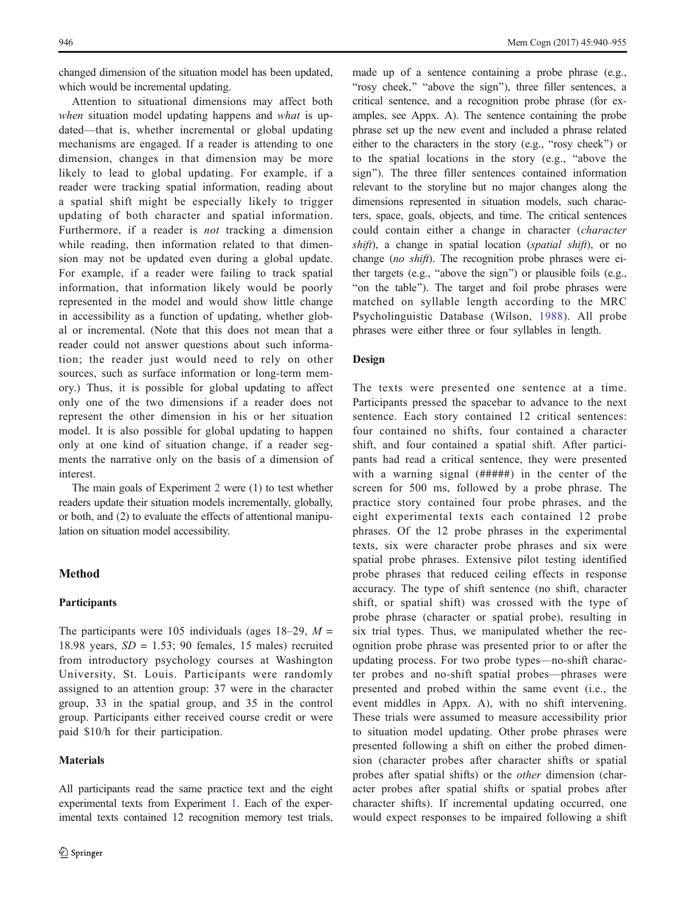changed dimension of the situation model has been updated, which would be incremental updating.

Attention to situational dimensions may affect both *when* situation model updating happens and *what* is updated—that is, whether incremental or global updating mechanisms are engaged. If a reader is attending to one dimension, changes in that dimension may be more likely to lead to global updating. For example, if a reader were tracking spatial information, reading about a spatial shift might be especially likely to trigger updating of both character and spatial information. Furthermore, if a reader is *not* tracking a dimension while reading, then information related to that dimension may not be updated even during a global update. For example, if a reader were failing to track spatial information, that information likely would be poorly represented in the model and would show little change in accessibility as a function of updating, whether global or incremental. (Note that this does not mean that a reader could not answer questions about such information; the reader just would need to rely on other sources, such as surface information or long-term memory.) Thus, it is possible for global updating to affect only one of the two dimensions if a reader does not represent the other dimension in his or her situation model. It is also possible for global updating to happen only at one kind of situation change, if a reader segments the narrative only on the basis of a dimension of interest.

The main goals of Experiment 2 were (1) to test whether readers update their situation models incrementally, globally, or both, and (2) to evaluate the effects of attentional manipulation on situation model accessibility.

## Method

### Participants

The participants were 105 individuals (ages 18–29, $M$ = 18.98 years, $SD$ = 1.53; 90 females, 15 males) recruited from introductory psychology courses at Washington University, St. Louis. Participants were randomly assigned to an attention group: 37 were in the character group, 33 in the spatial group, and 35 in the control group. Participants either received course credit or were paid $10/h for their participation.

### Materials

All participants read the same practice text and the eight experimental texts from Experiment 1. Each of the experimental texts contained 12 recognition memory test trials, made up of a sentence containing a probe phrase (e.g., "rosy cheek," "above the sign"), three filler sentences, a critical sentence, and a recognition probe phrase (for examples, see Appx. A). The sentence containing the probe phrase set up the new event and included a phrase related either to the characters in the story (e.g., "rosy cheek") or to the spatial locations in the story (e.g., "above the sign"). The three filler sentences contained information relevant to the storyline but no major changes along the dimensions represented in situation models, such characters, space, goals, objects, and time. The critical sentences could contain either a change in character (*character shift*), a change in spatial location (*spatial shift*), or no change (*no shift*). The recognition probe phrases were either targets (e.g., "above the sign") or plausible foils (e.g., "on the table"). The target and foil probe phrases were matched on syllable length according to the MRC Psycholinguistic Database (Wilson, 1988). All probe phrases were either three or four syllables in length.

### Design

The texts were presented one sentence at a time. Participants pressed the spacebar to advance to the next sentence. Each story contained 12 critical sentences: four contained no shifts, four contained a character shift, and four contained a spatial shift. After participants had read a critical sentence, they were presented with a warning signal (#####) in the center of the screen for 500 ms, followed by a probe phrase. The practice story contained four probe phrases, and the eight experimental texts each contained 12 probe phrases. Of the 12 probe phrases in the experimental texts, six were character probe phrases and six were spatial probe phrases. Extensive pilot testing identified probe phrases that reduced ceiling effects in response accuracy. The type of shift sentence (no shift, character shift, or spatial shift) was crossed with the type of probe phrase (character or spatial probe), resulting in six trial types. Thus, we manipulated whether the recognition probe phrase was presented prior to or after the updating process. For two probe types—no-shift character probes and no-shift spatial probes—phrases were presented and probed within the same event (i.e., the event middles in Appx. A), with no shift intervening. These trials were assumed to measure accessibility prior to situation model updating. Other probe phrases were presented following a shift on either the probed dimension (character probes after character shifts or spatial probes after spatial shifts) or the *other* dimension (character probes after spatial shifts or spatial probes after character shifts). If incremental updating occurred, one would expect responses to be impaired following a shift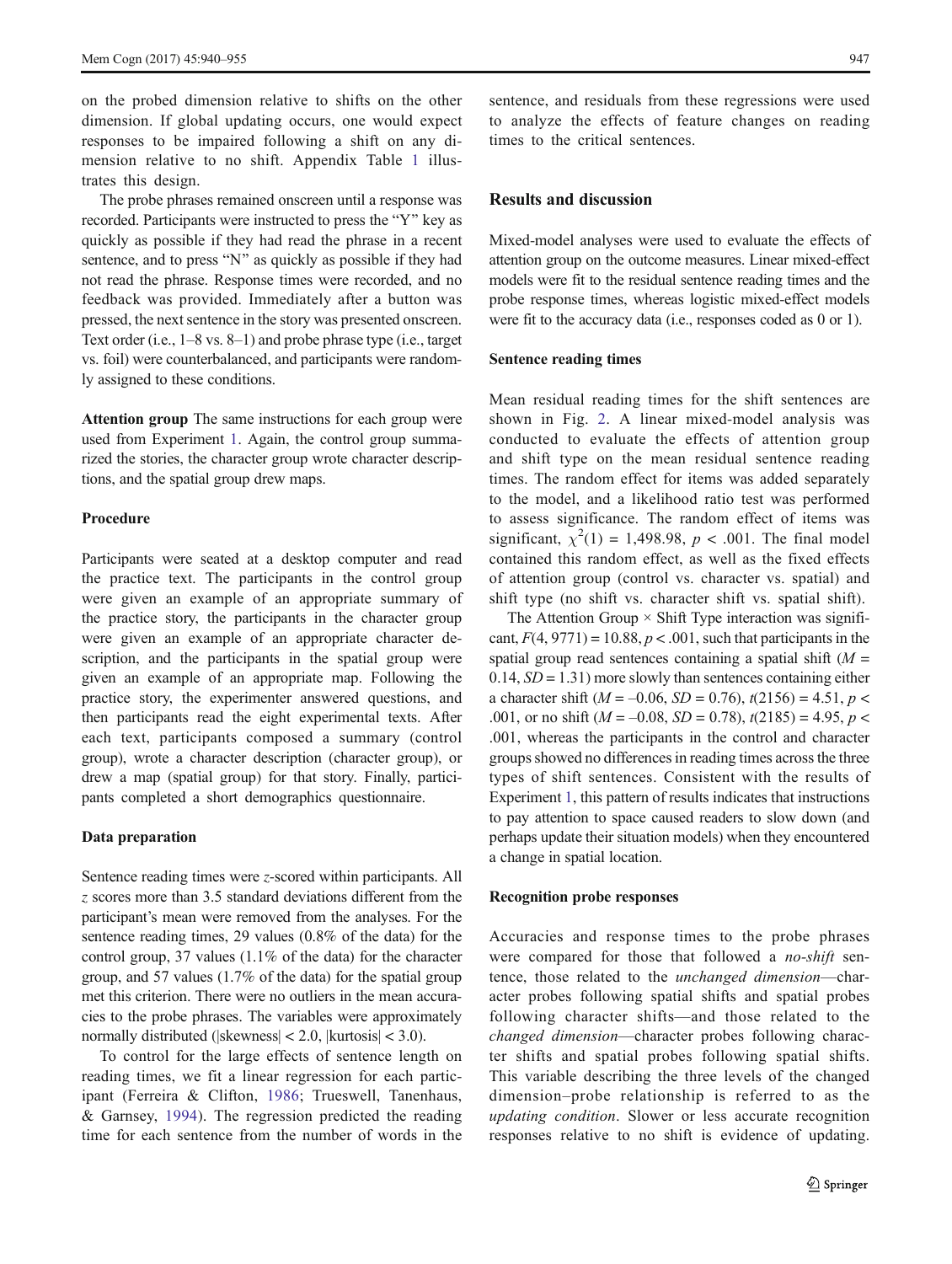on the probed dimension relative to shifts on the other dimension. If global updating occurs, one would expect responses to be impaired following a shift on any dimension relative to no shift. Appendix Table 1 illustrates this design.

The probe phrases remained onscreen until a response was recorded. Participants were instructed to press the "Y" key as quickly as possible if they had read the phrase in a recent sentence, and to press "N" as quickly as possible if they had not read the phrase. Response times were recorded, and no feedback was provided. Immediately after a button was pressed, the next sentence in the story was presented onscreen. Text order (i.e., 1–8 vs. 8–1) and probe phrase type (i.e., target vs. foil) were counterbalanced, and participants were randomly assigned to these conditions.

**Attention group** The same instructions for each group were used from Experiment 1. Again, the control group summarized the stories, the character group wrote character descriptions, and the spatial group drew maps.

### Procedure

Participants were seated at a desktop computer and read the practice text. The participants in the control group were given an example of an appropriate summary of the practice story, the participants in the character group were given an example of an appropriate character description, and the participants in the spatial group were given an example of an appropriate map. Following the practice story, the experimenter answered questions, and then participants read the eight experimental texts. After each text, participants composed a summary (control group), wrote a character description (character group), or drew a map (spatial group) for that story. Finally, participants completed a short demographics questionnaire.

### Data preparation

Sentence reading times were *z*-scored within participants. All *z* scores more than 3.5 standard deviations different from the participant's mean were removed from the analyses. For the sentence reading times, 29 values (0.8% of the data) for the control group, 37 values (1.1% of the data) for the character group, and 57 values (1.7% of the data) for the spatial group met this criterion. There were no outliers in the mean accuracies to the probe phrases. The variables were approximately normally distributed (|skewness| < 2.0, |kurtosis| < 3.0).

To control for the large effects of sentence length on reading times, we fit a linear regression for each participant (Ferreira & Clifton, 1986; Trueswell, Tanenhaus, & Garnsey, 1994). The regression predicted the reading time for each sentence from the number of words in the sentence, and residuals from these regressions were used to analyze the effects of feature changes on reading times to the critical sentences.

## Results and discussion

Mixed-model analyses were used to evaluate the effects of attention group on the outcome measures. Linear mixed-effect models were fit to the residual sentence reading times and the probe response times, whereas logistic mixed-effect models were fit to the accuracy data (i.e., responses coded as 0 or 1).

### Sentence reading times

Mean residual reading times for the shift sentences are shown in Fig. 2. A linear mixed-model analysis was conducted to evaluate the effects of attention group and shift type on the mean residual sentence reading times. The random effect for items was added separately to the model, and a likelihood ratio test was performed to assess significance. The random effect of items was significant, $\chi^2(1) = 1{,}498.98$, $p < .001$. The final model contained this random effect, as well as the fixed effects of attention group (control vs. character vs. spatial) and shift type (no shift vs. character shift vs. spatial shift).

The Attention Group × Shift Type interaction was significant, $F(4, 9771) = 10.88$, $p < .001$, such that participants in the spatial group read sentences containing a spatial shift ($M = 0.14$, $SD = 1.31$) more slowly than sentences containing either a character shift ($M = -0.06$, $SD = 0.76$), $t(2156) = 4.51$, $p < .001$, or no shift ($M = -0.08$, $SD = 0.78$), $t(2185) = 4.95$, $p < .001$, whereas the participants in the control and character groups showed no differences in reading times across the three types of shift sentences. Consistent with the results of Experiment 1, this pattern of results indicates that instructions to pay attention to space caused readers to slow down (and perhaps update their situation models) when they encountered a change in spatial location.

### Recognition probe responses

Accuracies and response times to the probe phrases were compared for those that followed a *no-shift* sentence, those related to the *unchanged dimension*—character probes following spatial shifts and spatial probes following character shifts—and those related to the *changed dimension*—character probes following character shifts and spatial probes following spatial shifts. This variable describing the three levels of the changed dimension–probe relationship is referred to as the *updating condition*. Slower or less accurate recognition responses relative to no shift is evidence of updating.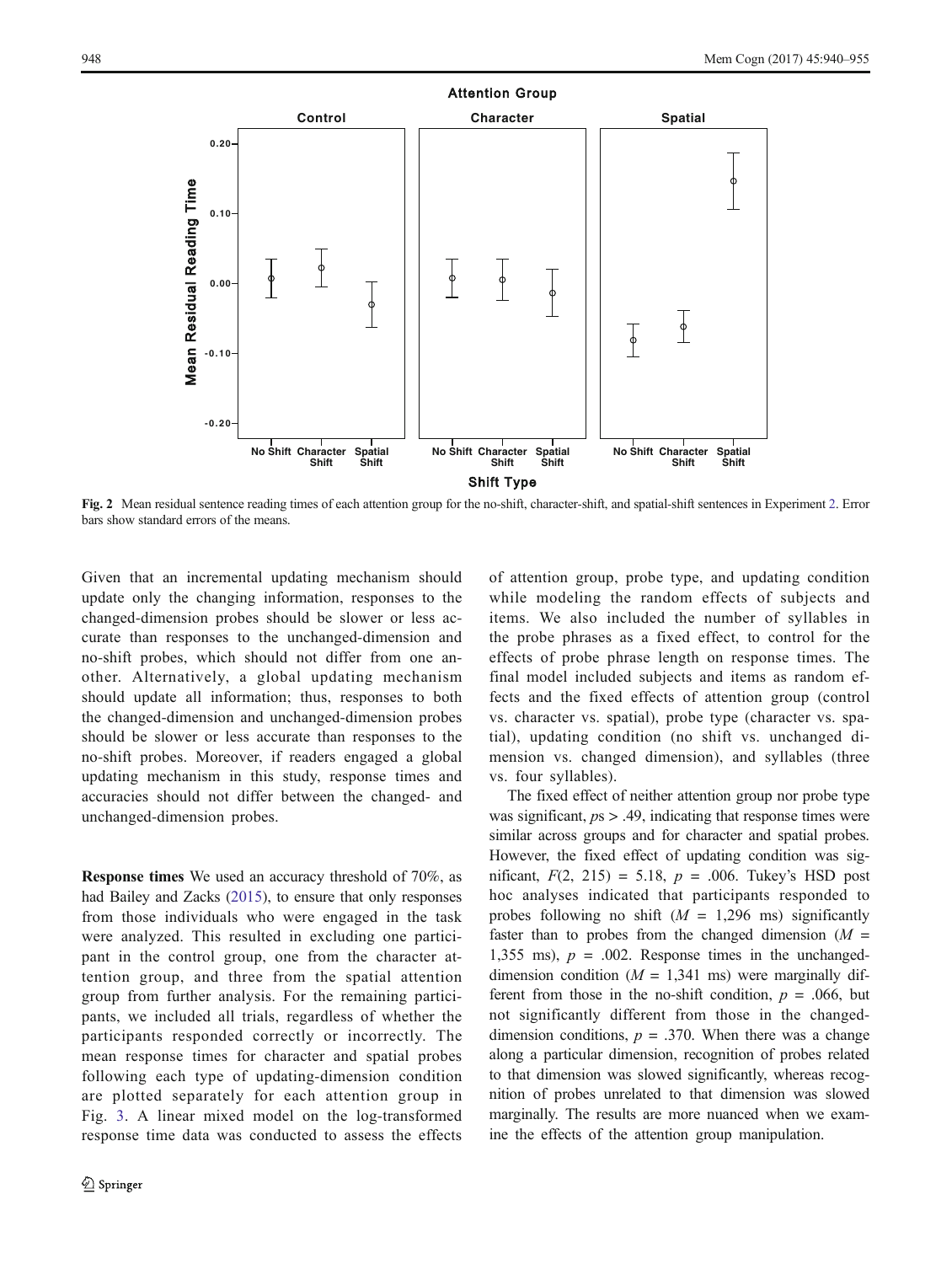Fig. 2 Mean residual sentence reading times of each attention group for the no-shift, character-shift, and spatial-shift sentences in Experiment 2. Error bars show standard errors of the means.

Given that an incremental updating mechanism should update only the changing information, responses to the changed-dimension probes should be slower or less accurate than responses to the unchanged-dimension and no-shift probes, which should not differ from one another. Alternatively, a global updating mechanism should update all information; thus, responses to both the changed-dimension and unchanged-dimension probes should be slower or less accurate than responses to the no-shift probes. Moreover, if readers engaged a global updating mechanism in this study, response times and accuracies should not differ between the changed- and unchanged-dimension probes.

**Response times** We used an accuracy threshold of 70%, as had Bailey and Zacks (2015), to ensure that only responses from those individuals who were engaged in the task were analyzed. This resulted in excluding one participant in the control group, one from the character attention group, and three from the spatial attention group from further analysis. For the remaining participants, we included all trials, regardless of whether the participants responded correctly or incorrectly. The mean response times for character and spatial probes following each type of updating-dimension condition are plotted separately for each attention group in Fig. 3. A linear mixed model on the log-transformed response time data was conducted to assess the effects of attention group, probe type, and updating condition while modeling the random effects of subjects and items. We also included the number of syllables in the probe phrases as a fixed effect, to control for the effects of probe phrase length on response times. The final model included subjects and items as random effects and the fixed effects of attention group (control vs. character vs. spatial), probe type (character vs. spatial), updating condition (no shift vs. unchanged dimension vs. changed dimension), and syllables (three vs. four syllables).

The fixed effect of neither attention group nor probe type was significant, $p$s > .49, indicating that response times were similar across groups and for character and spatial probes. However, the fixed effect of updating condition was significant, $F(2, 215) = 5.18$, $p = .006$. Tukey's HSD post hoc analyses indicated that participants responded to probes following no shift ($M$ = 1,296 ms) significantly faster than to probes from the changed dimension ($M$ = 1,355 ms), $p = .002$. Response times in the unchanged-dimension condition ($M$ = 1,341 ms) were marginally different from those in the no-shift condition, $p = .066$, but not significantly different from those in the changed-dimension conditions, $p = .370$. When there was a change along a particular dimension, recognition of probes related to that dimension was slowed significantly, whereas recognition of probes unrelated to that dimension was slowed marginally. The results are more nuanced when we examine the effects of the attention group manipulation.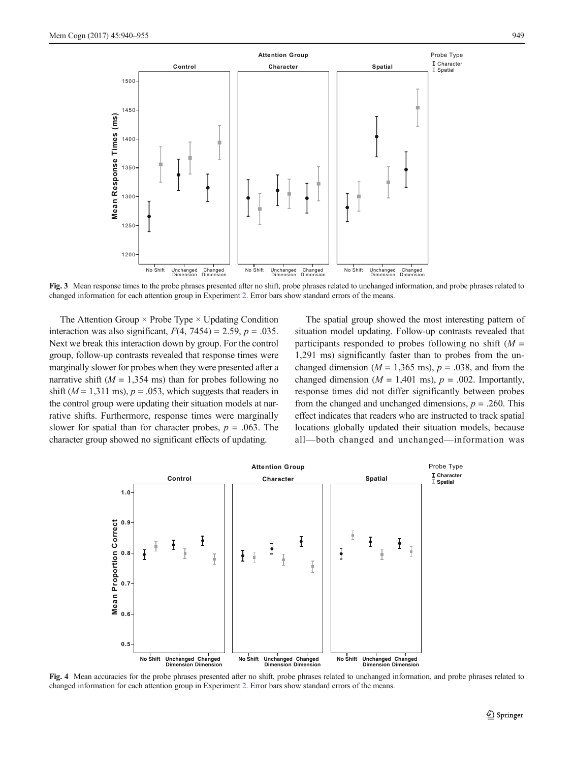Fig. 3 Mean response times to the probe phrases presented after no shift, probe phrases related to unchanged information, and probe phrases related to changed information for each attention group in Experiment 2. Error bars show standard errors of the means.

The Attention Group × Probe Type × Updating Condition interaction was also significant, $F(4, 7454) = 2.59$, $p = .035$. Next we break this interaction down by group. For the control group, follow-up contrasts revealed that response times were marginally slower for probes when they were presented after a narrative shift ($M = 1{,}354$ ms) than for probes following no shift ($M = 1{,}311$ ms), $p = .053$, which suggests that readers in the control group were updating their situation models at narrative shifts. Furthermore, response times were marginally slower for spatial than for character probes, $p = .063$. The character group showed no significant effects of updating.

The spatial group showed the most interesting pattern of situation model updating. Follow-up contrasts revealed that participants responded to probes following no shift ($M = 1{,}291$ ms) significantly faster than to probes from the unchanged dimension ($M = 1{,}365$ ms), $p = .038$, and from the changed dimension ($M = 1{,}401$ ms), $p = .002$. Importantly, response times did not differ significantly between probes from the changed and unchanged dimensions, $p = .260$. This effect indicates that readers who are instructed to track spatial locations globally updated their situation models, because all—both changed and unchanged—information was

Fig. 4 Mean accuracies for the probe phrases presented after no shift, probe phrases related to unchanged information, and probe phrases related to changed information for each attention group in Experiment 2. Error bars show standard errors of the means.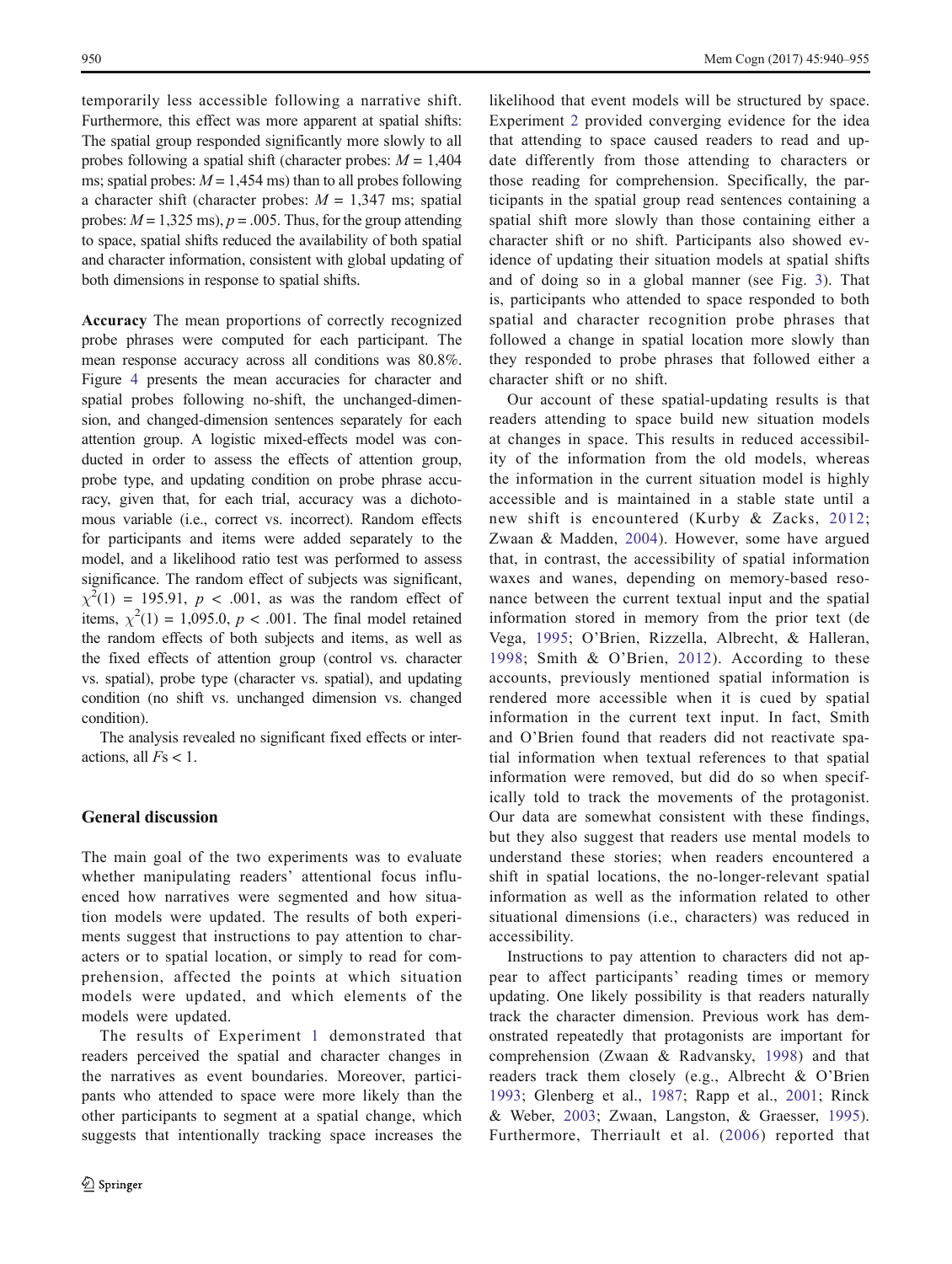temporarily less accessible following a narrative shift. Furthermore, this effect was more apparent at spatial shifts: The spatial group responded significantly more slowly to all probes following a spatial shift (character probes: $M = 1,404$ ms; spatial probes: $M = 1,454$ ms) than to all probes following a character shift (character probes: $M = 1,347$ ms; spatial probes: $M = 1,325$ ms), $p = .005$. Thus, for the group attending to space, spatial shifts reduced the availability of both spatial and character information, consistent with global updating of both dimensions in response to spatial shifts.

**Accuracy** The mean proportions of correctly recognized probe phrases were computed for each participant. The mean response accuracy across all conditions was 80.8%. Figure 4 presents the mean accuracies for character and spatial probes following no-shift, the unchanged-dimension, and changed-dimension sentences separately for each attention group. A logistic mixed-effects model was conducted in order to assess the effects of attention group, probe type, and updating condition on probe phrase accuracy, given that, for each trial, accuracy was a dichotomous variable (i.e., correct vs. incorrect). Random effects for participants and items were added separately to the model, and a likelihood ratio test was performed to assess significance. The random effect of subjects was significant, $\chi^2(1) = 195.91$, $p < .001$, as was the random effect of items, $\chi^2(1) = 1,095.0$, $p < .001$. The final model retained the random effects of both subjects and items, as well as the fixed effects of attention group (control vs. character vs. spatial), probe type (character vs. spatial), and updating condition (no shift vs. unchanged dimension vs. changed condition).

The analysis revealed no significant fixed effects or interactions, all $F$s < 1.

## General discussion

The main goal of the two experiments was to evaluate whether manipulating readers' attentional focus influenced how narratives were segmented and how situation models were updated. The results of both experiments suggest that instructions to pay attention to characters or to spatial location, or simply to read for comprehension, affected the points at which situation models were updated, and which elements of the models were updated.

The results of Experiment 1 demonstrated that readers perceived the spatial and character changes in the narratives as event boundaries. Moreover, participants who attended to space were more likely than the other participants to segment at a spatial change, which suggests that intentionally tracking space increases the likelihood that event models will be structured by space. Experiment 2 provided converging evidence for the idea that attending to space caused readers to read and update differently from those attending to characters or those reading for comprehension. Specifically, the participants in the spatial group read sentences containing a spatial shift more slowly than those containing either a character shift or no shift. Participants also showed evidence of updating their situation models at spatial shifts and of doing so in a global manner (see Fig. 3). That is, participants who attended to space responded to both spatial and character recognition probe phrases that followed a change in spatial location more slowly than they responded to probe phrases that followed either a character shift or no shift.

Our account of these spatial-updating results is that readers attending to space build new situation models at changes in space. This results in reduced accessibility of the information from the old models, whereas the information in the current situation model is highly accessible and is maintained in a stable state until a new shift is encountered (Kurby & Zacks, 2012; Zwaan & Madden, 2004). However, some have argued that, in contrast, the accessibility of spatial information waxes and wanes, depending on memory-based resonance between the current textual input and the spatial information stored in memory from the prior text (de Vega, 1995; O'Brien, Rizzella, Albrecht, & Halleran, 1998; Smith & O'Brien, 2012). According to these accounts, previously mentioned spatial information is rendered more accessible when it is cued by spatial information in the current text input. In fact, Smith and O'Brien found that readers did not reactivate spatial information when textual references to that spatial information were removed, but did do so when specifically told to track the movements of the protagonist. Our data are somewhat consistent with these findings, but they also suggest that readers use mental models to understand these stories; when readers encountered a shift in spatial locations, the no-longer-relevant spatial information as well as the information related to other situational dimensions (i.e., characters) was reduced in accessibility.

Instructions to pay attention to characters did not appear to affect participants' reading times or memory updating. One likely possibility is that readers naturally track the character dimension. Previous work has demonstrated repeatedly that protagonists are important for comprehension (Zwaan & Radvansky, 1998) and that readers track them closely (e.g., Albrecht & O'Brien 1993; Glenberg et al., 1987; Rapp et al., 2001; Rinck & Weber, 2003; Zwaan, Langston, & Graesser, 1995). Furthermore, Therriault et al. (2006) reported that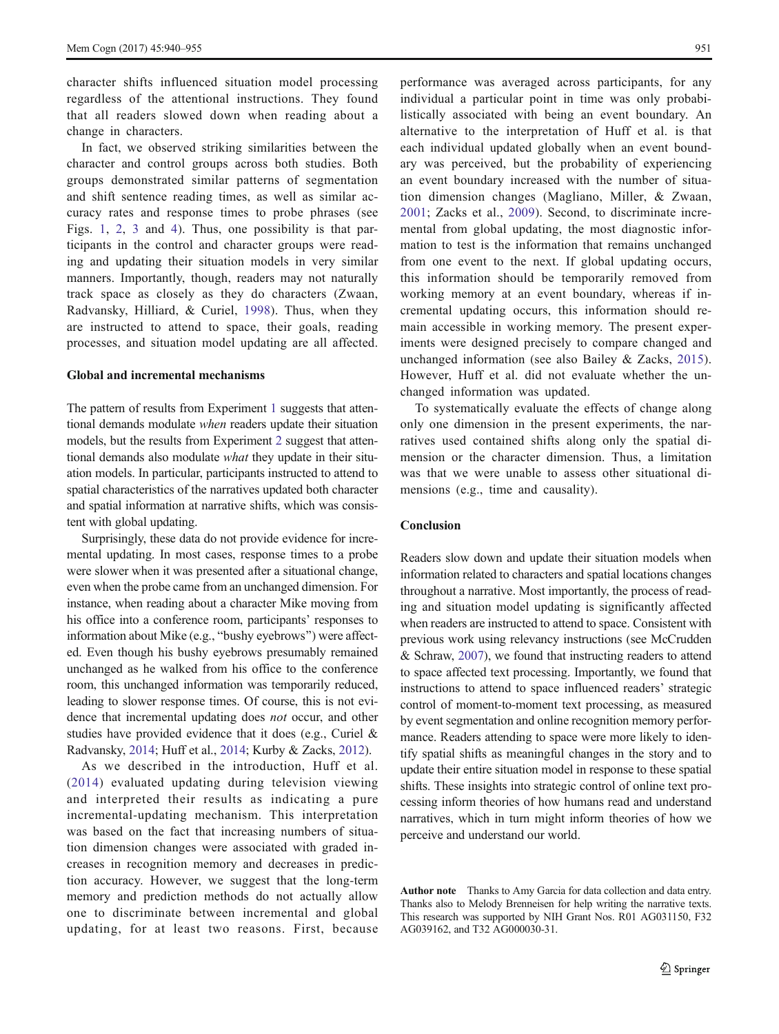character shifts influenced situation model processing regardless of the attentional instructions. They found that all readers slowed down when reading about a change in characters.

In fact, we observed striking similarities between the character and control groups across both studies. Both groups demonstrated similar patterns of segmentation and shift sentence reading times, as well as similar accuracy rates and response times to probe phrases (see Figs. 1, 2, 3 and 4). Thus, one possibility is that participants in the control and character groups were reading and updating their situation models in very similar manners. Importantly, though, readers may not naturally track space as closely as they do characters (Zwaan, Radvansky, Hilliard, & Curiel, 1998). Thus, when they are instructed to attend to space, their goals, reading processes, and situation model updating are all affected.

### Global and incremental mechanisms

The pattern of results from Experiment 1 suggests that attentional demands modulate *when* readers update their situation models, but the results from Experiment 2 suggest that attentional demands also modulate *what* they update in their situation models. In particular, participants instructed to attend to spatial characteristics of the narratives updated both character and spatial information at narrative shifts, which was consistent with global updating.

Surprisingly, these data do not provide evidence for incremental updating. In most cases, response times to a probe were slower when it was presented after a situational change, even when the probe came from an unchanged dimension. For instance, when reading about a character Mike moving from his office into a conference room, participants' responses to information about Mike (e.g., "bushy eyebrows") were affected. Even though his bushy eyebrows presumably remained unchanged as he walked from his office to the conference room, this unchanged information was temporarily reduced, leading to slower response times. Of course, this is not evidence that incremental updating does *not* occur, and other studies have provided evidence that it does (e.g., Curiel & Radvansky, 2014; Huff et al., 2014; Kurby & Zacks, 2012).

As we described in the introduction, Huff et al. (2014) evaluated updating during television viewing and interpreted their results as indicating a pure incremental-updating mechanism. This interpretation was based on the fact that increasing numbers of situation dimension changes were associated with graded increases in recognition memory and decreases in prediction accuracy. However, we suggest that the long-term memory and prediction methods do not actually allow one to discriminate between incremental and global updating, for at least two reasons. First, because performance was averaged across participants, for any individual a particular point in time was only probabilistically associated with being an event boundary. An alternative to the interpretation of Huff et al. is that each individual updated globally when an event boundary was perceived, but the probability of experiencing an event boundary increased with the number of situation dimension changes (Magliano, Miller, & Zwaan, 2001; Zacks et al., 2009). Second, to discriminate incremental from global updating, the most diagnostic information to test is the information that remains unchanged from one event to the next. If global updating occurs, this information should be temporarily removed from working memory at an event boundary, whereas if incremental updating occurs, this information should remain accessible in working memory. The present experiments were designed precisely to compare changed and unchanged information (see also Bailey & Zacks, 2015). However, Huff et al. did not evaluate whether the unchanged information was updated.

To systematically evaluate the effects of change along only one dimension in the present experiments, the narratives used contained shifts along only the spatial dimension or the character dimension. Thus, a limitation was that we were unable to assess other situational dimensions (e.g., time and causality).

## Conclusion

Readers slow down and update their situation models when information related to characters and spatial locations changes throughout a narrative. Most importantly, the process of reading and situation model updating is significantly affected when readers are instructed to attend to space. Consistent with previous work using relevancy instructions (see McCrudden & Schraw, 2007), we found that instructing readers to attend to space affected text processing. Importantly, we found that instructions to attend to space influenced readers' strategic control of moment-to-moment text processing, as measured by event segmentation and online recognition memory performance. Readers attending to space were more likely to identify spatial shifts as meaningful changes in the story and to update their entire situation model in response to these spatial shifts. These insights into strategic control of online text processing inform theories of how humans read and understand narratives, which in turn might inform theories of how we perceive and understand our world.

**Author note** Thanks to Amy Garcia for data collection and data entry. Thanks also to Melody Brenneisen for help writing the narrative texts. This research was supported by NIH Grant Nos. R01 AG031150, F32 AG039162, and T32 AG000030-31.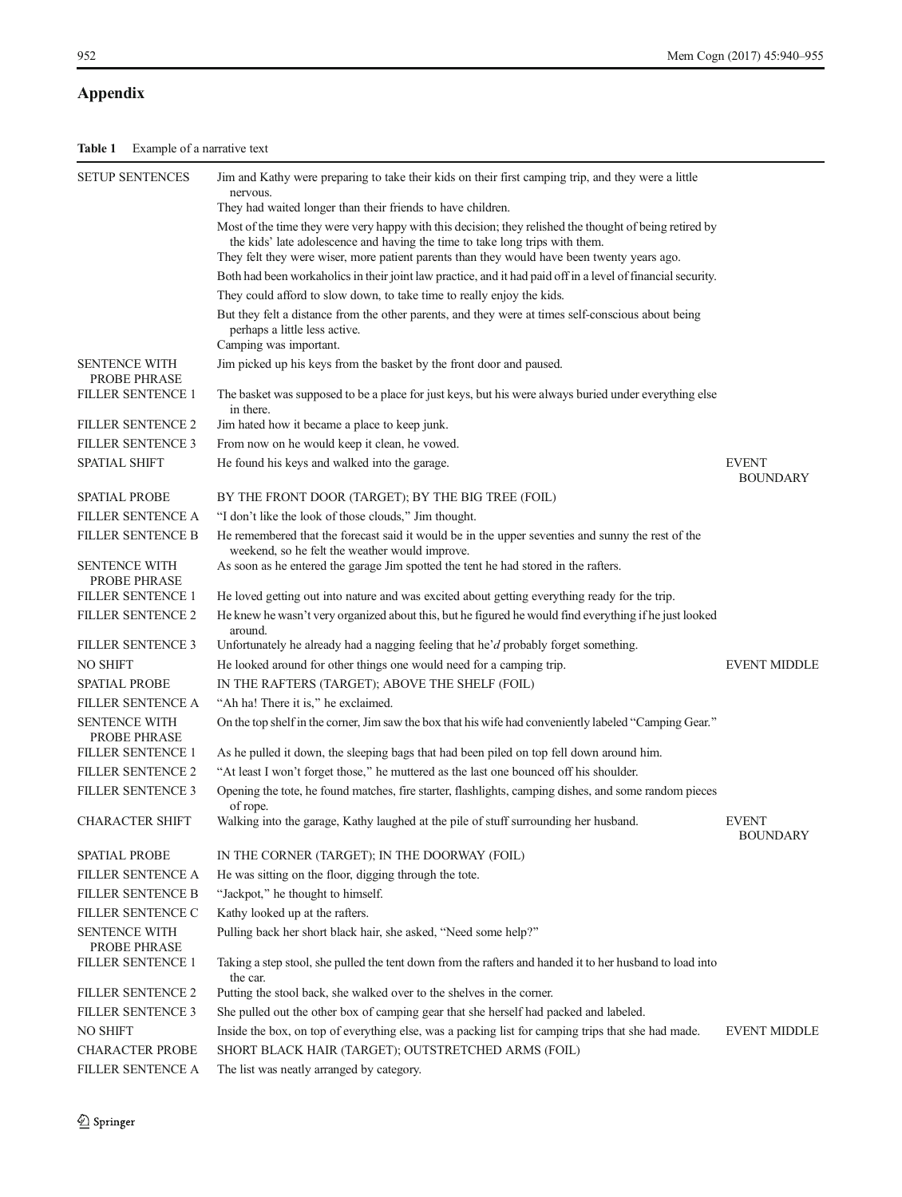## Appendix

**Table 1** Example of a narrative text

| | | |
|---|---|---|
| SETUP SENTENCES | Jim and Kathy were preparing to take their kids on their first camping trip, and they were a little nervous.<br>They had waited longer than their friends to have children. | |
| | Most of the time they were very happy with this decision; they relished the thought of being retired by the kids' late adolescence and having the time to take long trips with them.<br>They felt they were wiser, more patient parents than they would have been twenty years ago. | |
| | Both had been workaholics in their joint law practice, and it had paid off in a level of financial security. | |
| | They could afford to slow down, to take time to really enjoy the kids. | |
| | But they felt a distance from the other parents, and they were at times self-conscious about being perhaps a little less active.<br>Camping was important. | |
| SENTENCE WITH PROBE PHRASE | Jim picked up his keys from the basket by the front door and paused. | |
| FILLER SENTENCE 1 | The basket was supposed to be a place for just keys, but his were always buried under everything else in there. | |
| FILLER SENTENCE 2 | Jim hated how it became a place to keep junk. | |
| FILLER SENTENCE 3 | From now on he would keep it clean, he vowed. | |
| SPATIAL SHIFT | He found his keys and walked into the garage. | EVENT BOUNDARY |
| SPATIAL PROBE | BY THE FRONT DOOR (TARGET); BY THE BIG TREE (FOIL) | |
| FILLER SENTENCE A | "I don't like the look of those clouds," Jim thought. | |
| FILLER SENTENCE B | He remembered that the forecast said it would be in the upper seventies and sunny the rest of the weekend, so he felt the weather would improve. | |
| SENTENCE WITH PROBE PHRASE | As soon as he entered the garage Jim spotted the tent he had stored in the rafters. | |
| FILLER SENTENCE 1 | He loved getting out into nature and was excited about getting everything ready for the trip. | |
| FILLER SENTENCE 2 | He knew he wasn't very organized about this, but he figured he would find everything if he just looked around. | |
| FILLER SENTENCE 3 | Unfortunately he already had a nagging feeling that he'*d* probably forget something. | |
| NO SHIFT | He looked around for other things one would need for a camping trip. | EVENT MIDDLE |
| SPATIAL PROBE | IN THE RAFTERS (TARGET); ABOVE THE SHELF (FOIL) | |
| FILLER SENTENCE A | "Ah ha! There it is," he exclaimed. | |
| SENTENCE WITH PROBE PHRASE | On the top shelf in the corner, Jim saw the box that his wife had conveniently labeled "Camping Gear." | |
| FILLER SENTENCE 1 | As he pulled it down, the sleeping bags that had been piled on top fell down around him. | |
| FILLER SENTENCE 2 | "At least I won't forget those," he muttered as the last one bounced off his shoulder. | |
| FILLER SENTENCE 3 | Opening the tote, he found matches, fire starter, flashlights, camping dishes, and some random pieces of rope. | |
| CHARACTER SHIFT | Walking into the garage, Kathy laughed at the pile of stuff surrounding her husband. | EVENT BOUNDARY |
| SPATIAL PROBE | IN THE CORNER (TARGET); IN THE DOORWAY (FOIL) | |
| FILLER SENTENCE A | He was sitting on the floor, digging through the tote. | |
| FILLER SENTENCE B | "Jackpot," he thought to himself. | |
| FILLER SENTENCE C | Kathy looked up at the rafters. | |
| SENTENCE WITH PROBE PHRASE | Pulling back her short black hair, she asked, "Need some help?" | |
| FILLER SENTENCE 1 | Taking a step stool, she pulled the tent down from the rafters and handed it to her husband to load into the car. | |
| FILLER SENTENCE 2 | Putting the stool back, she walked over to the shelves in the corner. | |
| FILLER SENTENCE 3 | She pulled out the other box of camping gear that she herself had packed and labeled. | |
| NO SHIFT | Inside the box, on top of everything else, was a packing list for camping trips that she had made. | EVENT MIDDLE |
| CHARACTER PROBE | SHORT BLACK HAIR (TARGET); OUTSTRETCHED ARMS (FOIL) | |
| FILLER SENTENCE A | The list was neatly arranged by category. | |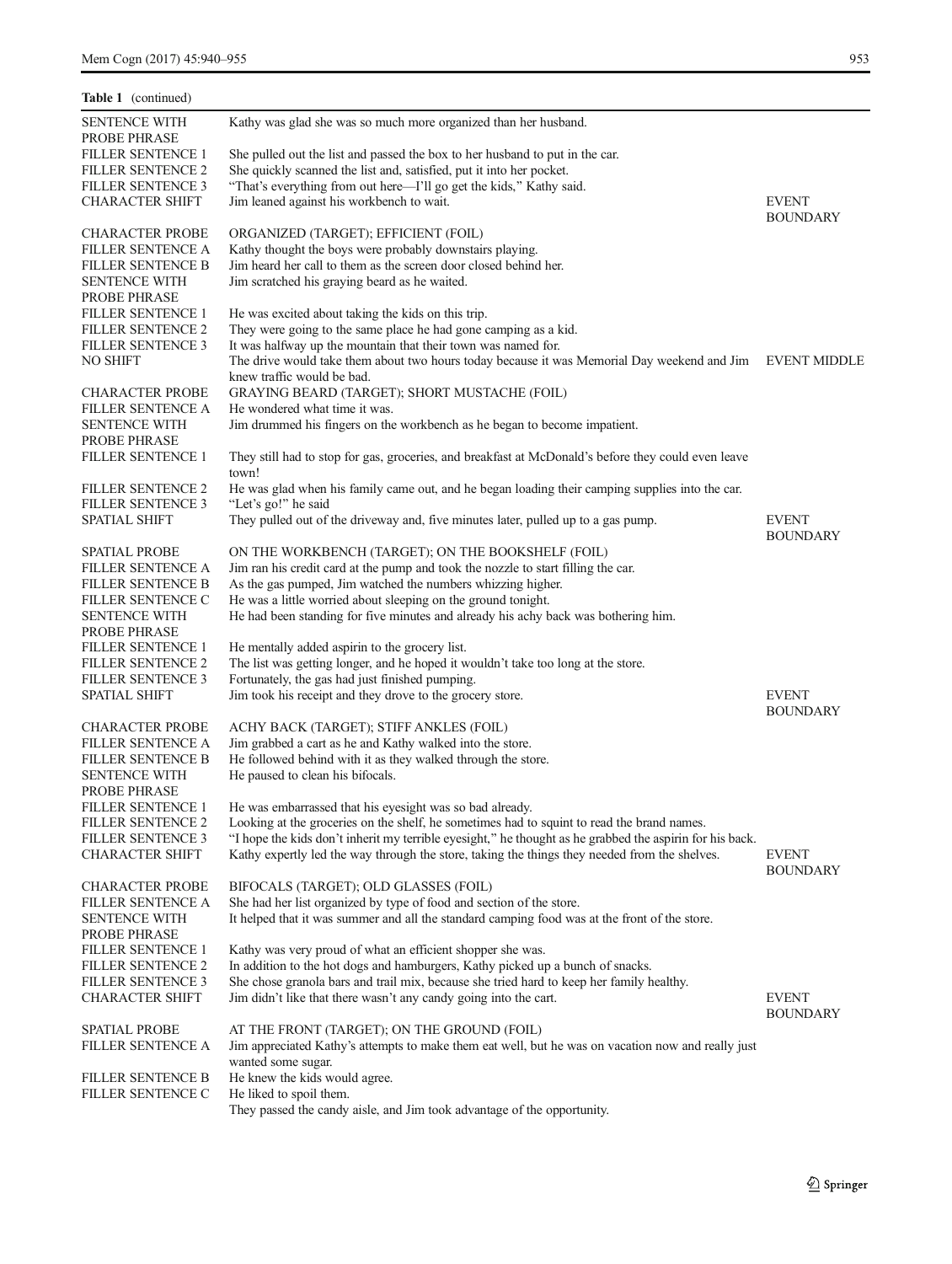**Table 1** (continued)

| | | |
|---|---|---|
| SENTENCE WITH PROBE PHRASE | Kathy was glad she was so much more organized than her husband. | |
| FILLER SENTENCE 1 | She pulled out the list and passed the box to her husband to put in the car. | |
| FILLER SENTENCE 2 | She quickly scanned the list and, satisfied, put it into her pocket. | |
| FILLER SENTENCE 3 | "That's everything from out here—I'll go get the kids," Kathy said. | |
| CHARACTER SHIFT | Jim leaned against his workbench to wait. | EVENT BOUNDARY |
| CHARACTER PROBE | ORGANIZED (TARGET); EFFICIENT (FOIL) | |
| FILLER SENTENCE A | Kathy thought the boys were probably downstairs playing. | |
| FILLER SENTENCE B | Jim heard her call to them as the screen door closed behind her. | |
| SENTENCE WITH PROBE PHRASE | Jim scratched his graying beard as he waited. | |
| FILLER SENTENCE 1 | He was excited about taking the kids on this trip. | |
| FILLER SENTENCE 2 | They were going to the same place he had gone camping as a kid. | |
| FILLER SENTENCE 3 | It was halfway up the mountain that their town was named for. | |
| NO SHIFT | The drive would take them about two hours today because it was Memorial Day weekend and Jim knew traffic would be bad. | EVENT MIDDLE |
| CHARACTER PROBE | GRAYING BEARD (TARGET); SHORT MUSTACHE (FOIL) | |
| FILLER SENTENCE A | He wondered what time it was. | |
| SENTENCE WITH PROBE PHRASE | Jim drummed his fingers on the workbench as he began to become impatient. | |
| FILLER SENTENCE 1 | They still had to stop for gas, groceries, and breakfast at McDonald's before they could even leave town! | |
| FILLER SENTENCE 2 | He was glad when his family came out, and he began loading their camping supplies into the car. | |
| FILLER SENTENCE 3 | "Let's go!" he said | |
| SPATIAL SHIFT | They pulled out of the driveway and, five minutes later, pulled up to a gas pump. | EVENT BOUNDARY |
| SPATIAL PROBE | ON THE WORKBENCH (TARGET); ON THE BOOKSHELF (FOIL) | |
| FILLER SENTENCE A | Jim ran his credit card at the pump and took the nozzle to start filling the car. | |
| FILLER SENTENCE B | As the gas pumped, Jim watched the numbers whizzing higher. | |
| FILLER SENTENCE C | He was a little worried about sleeping on the ground tonight. | |
| SENTENCE WITH PROBE PHRASE | He had been standing for five minutes and already his achy back was bothering him. | |
| FILLER SENTENCE 1 | He mentally added aspirin to the grocery list. | |
| FILLER SENTENCE 2 | The list was getting longer, and he hoped it wouldn't take too long at the store. | |
| FILLER SENTENCE 3 | Fortunately, the gas had just finished pumping. | |
| SPATIAL SHIFT | Jim took his receipt and they drove to the grocery store. | EVENT BOUNDARY |
| CHARACTER PROBE | ACHY BACK (TARGET); STIFF ANKLES (FOIL) | |
| FILLER SENTENCE A | Jim grabbed a cart as he and Kathy walked into the store. | |
| FILLER SENTENCE B | He followed behind with it as they walked through the store. | |
| SENTENCE WITH PROBE PHRASE | He paused to clean his bifocals. | |
| FILLER SENTENCE 1 | He was embarrassed that his eyesight was so bad already. | |
| FILLER SENTENCE 2 | Looking at the groceries on the shelf, he sometimes had to squint to read the brand names. | |
| FILLER SENTENCE 3 | "I hope the kids don't inherit my terrible eyesight," he thought as he grabbed the aspirin for his back. | |
| CHARACTER SHIFT | Kathy expertly led the way through the store, taking the things they needed from the shelves. | EVENT BOUNDARY |
| CHARACTER PROBE | BIFOCALS (TARGET); OLD GLASSES (FOIL) | |
| FILLER SENTENCE A | She had her list organized by type of food and section of the store. | |
| SENTENCE WITH PROBE PHRASE | It helped that it was summer and all the standard camping food was at the front of the store. | |
| FILLER SENTENCE 1 | Kathy was very proud of what an efficient shopper she was. | |
| FILLER SENTENCE 2 | In addition to the hot dogs and hamburgers, Kathy picked up a bunch of snacks. | |
| FILLER SENTENCE 3 | She chose granola bars and trail mix, because she tried hard to keep her family healthy. | |
| CHARACTER SHIFT | Jim didn't like that there wasn't any candy going into the cart. | EVENT BOUNDARY |
| SPATIAL PROBE | AT THE FRONT (TARGET); ON THE GROUND (FOIL) | |
| FILLER SENTENCE A | Jim appreciated Kathy's attempts to make them eat well, but he was on vacation now and really just wanted some sugar. | |
| FILLER SENTENCE B | He knew the kids would agree. | |
| FILLER SENTENCE C | He liked to spoil them. | |
| | They passed the candy aisle, and Jim took advantage of the opportunity. | |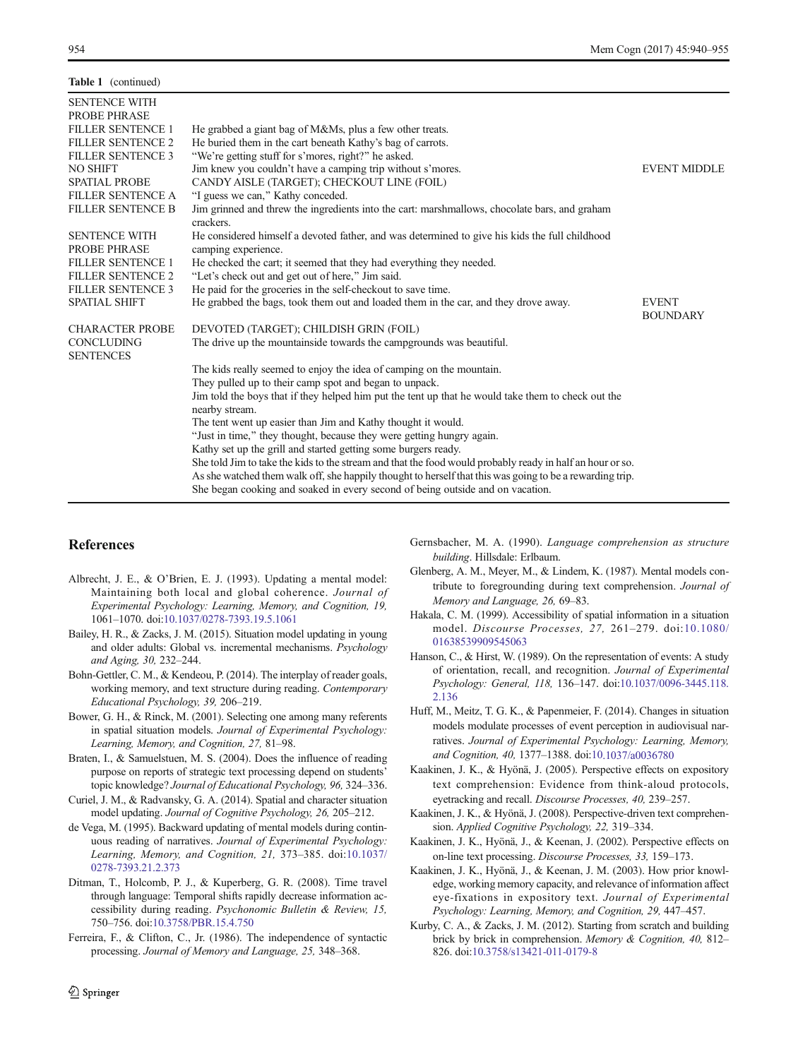**Table 1** (continued)

| | | |
|---|---|---|
| SENTENCE WITH PROBE PHRASE | | |
| FILLER SENTENCE 1 | He grabbed a giant bag of M&Ms, plus a few other treats. | |
| FILLER SENTENCE 2 | He buried them in the cart beneath Kathy's bag of carrots. | |
| FILLER SENTENCE 3 | "We're getting stuff for s'mores, right?" he asked. | |
| NO SHIFT | Jim knew you couldn't have a camping trip without s'mores. | EVENT MIDDLE |
| SPATIAL PROBE | CANDY AISLE (TARGET); CHECKOUT LINE (FOIL) | |
| FILLER SENTENCE A | "I guess we can," Kathy conceded. | |
| FILLER SENTENCE B | Jim grinned and threw the ingredients into the cart: marshmallows, chocolate bars, and graham crackers. | |
| SENTENCE WITH PROBE PHRASE | He considered himself a devoted father, and was determined to give his kids the full childhood camping experience. | |
| FILLER SENTENCE 1 | He checked the cart; it seemed that they had everything they needed. | |
| FILLER SENTENCE 2 | "Let's check out and get out of here," Jim said. | |
| FILLER SENTENCE 3 | He paid for the groceries in the self-checkout to save time. | |
| SPATIAL SHIFT | He grabbed the bags, took them out and loaded them in the car, and they drove away. | EVENT BOUNDARY |
| CHARACTER PROBE | DEVOTED (TARGET); CHILDISH GRIN (FOIL) | |
| CONCLUDING SENTENCES | The drive up the mountainside towards the campgrounds was beautiful. | |
| | The kids really seemed to enjoy the idea of camping on the mountain. | |
| | They pulled up to their camp spot and began to unpack. | |
| | Jim told the boys that if they helped him put the tent up that he would take them to check out the nearby stream. | |
| | The tent went up easier than Jim and Kathy thought it would. | |
| | "Just in time," they thought, because they were getting hungry again. | |
| | Kathy set up the grill and started getting some burgers ready. | |
| | She told Jim to take the kids to the stream and that the food would probably ready in half an hour or so. | |
| | As she watched them walk off, she happily thought to herself that this was going to be a rewarding trip. | |
| | She began cooking and soaked in every second of being outside and on vacation. | |

## References

Albrecht, J. E., & O'Brien, E. J. (1993). Updating a mental model: Maintaining both local and global coherence. *Journal of Experimental Psychology: Learning, Memory, and Cognition, 19,* 1061–1070. doi:10.1037/0278-7393.19.5.1061

Bailey, H. R., & Zacks, J. M. (2015). Situation model updating in young and older adults: Global vs. incremental mechanisms. *Psychology and Aging, 30,* 232–244.

Bohn-Gettler, C. M., & Kendeou, P. (2014). The interplay of reader goals, working memory, and text structure during reading. *Contemporary Educational Psychology, 39,* 206–219.

Bower, G. H., & Rinck, M. (2001). Selecting one among many referents in spatial situation models. *Journal of Experimental Psychology: Learning, Memory, and Cognition, 27,* 81–98.

Braten, I., & Samuelstuen, M. S. (2004). Does the influence of reading purpose on reports of strategic text processing depend on students' topic knowledge? *Journal of Educational Psychology, 96,* 324–336.

Curiel, J. M., & Radvansky, G. A. (2014). Spatial and character situation model updating. *Journal of Cognitive Psychology, 26,* 205–212.

de Vega, M. (1995). Backward updating of mental models during continuous reading of narratives. *Journal of Experimental Psychology: Learning, Memory, and Cognition, 21,* 373–385. doi:10.1037/0278-7393.21.2.373

Ditman, T., Holcomb, P. J., & Kuperberg, G. R. (2008). Time travel through language: Temporal shifts rapidly decrease information accessibility during reading. *Psychonomic Bulletin & Review, 15,* 750–756. doi:10.3758/PBR.15.4.750

Ferreira, F., & Clifton, C., Jr. (1986). The independence of syntactic processing. *Journal of Memory and Language, 25,* 348–368.

Gernsbacher, M. A. (1990). *Language comprehension as structure building*. Hillsdale: Erlbaum.

Glenberg, A. M., Meyer, M., & Lindem, K. (1987). Mental models contribute to foregrounding during text comprehension. *Journal of Memory and Language, 26,* 69–83.

Hakala, C. M. (1999). Accessibility of spatial information in a situation model. *Discourse Processes, 27,* 261–279. doi:10.1080/01638539909545063

Hanson, C., & Hirst, W. (1989). On the representation of events: A study of orientation, recall, and recognition. *Journal of Experimental Psychology: General, 118,* 136–147. doi:10.1037/0096-3445.118.2.136

Huff, M., Meitz, T. G. K., & Papenmeier, F. (2014). Changes in situation models modulate processes of event perception in audiovisual narratives. *Journal of Experimental Psychology: Learning, Memory, and Cognition, 40,* 1377–1388. doi:10.1037/a0036780

Kaakinen, J. K., & Hyönä, J. (2005). Perspective effects on expository text comprehension: Evidence from think-aloud protocols, eyetracking and recall. *Discourse Processes, 40,* 239–257.

Kaakinen, J. K., & Hyönä, J. (2008). Perspective-driven text comprehension. *Applied Cognitive Psychology, 22,* 319–334.

Kaakinen, J. K., Hyönä, J., & Keenan, J. (2002). Perspective effects on on-line text processing. *Discourse Processes, 33,* 159–173.

Kaakinen, J. K., Hyönä, J., & Keenan, J. M. (2003). How prior knowledge, working memory capacity, and relevance of information affect eye-fixations in expository text. *Journal of Experimental Psychology: Learning, Memory, and Cognition, 29,* 447–457.

Kurby, C. A., & Zacks, J. M. (2012). Starting from scratch and building brick by brick in comprehension. *Memory & Cognition, 40,* 812–826. doi:10.3758/s13421-011-0179-8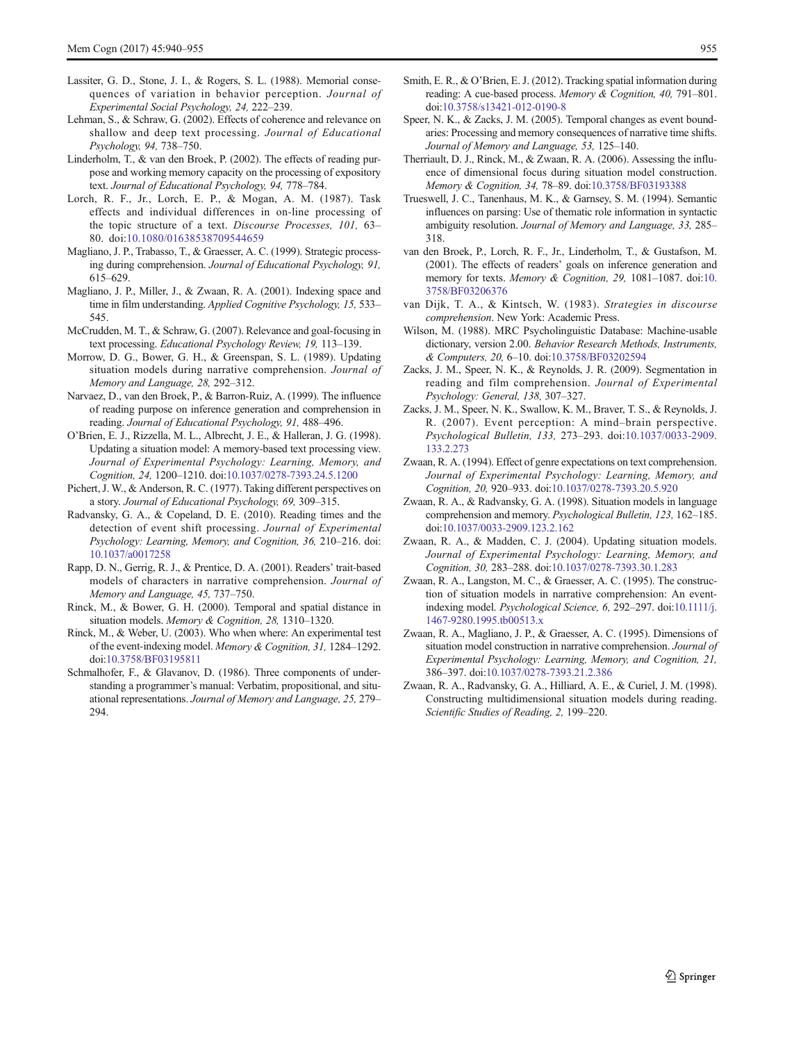Lassiter, G. D., Stone, J. I., & Rogers, S. L. (1988). Memorial consequences of variation in behavior perception. *Journal of Experimental Social Psychology, 24,* 222–239.

Lehman, S., & Schraw, G. (2002). Effects of coherence and relevance on shallow and deep text processing. *Journal of Educational Psychology, 94,* 738–750.

Linderholm, T., & van den Broek, P. (2002). The effects of reading purpose and working memory capacity on the processing of expository text. *Journal of Educational Psychology, 94,* 778–784.

Lorch, R. F., Jr., Lorch, E. P., & Mogan, A. M. (1987). Task effects and individual differences in on-line processing of the topic structure of a text. *Discourse Processes, 101,* 63–80. doi:10.1080/01638538709544659

Magliano, J. P., Trabasso, T., & Graesser, A. C. (1999). Strategic processing during comprehension. *Journal of Educational Psychology, 91,* 615–629.

Magliano, J. P., Miller, J., & Zwaan, R. A. (2001). Indexing space and time in film understanding. *Applied Cognitive Psychology, 15,* 533–545.

McCrudden, M. T., & Schraw, G. (2007). Relevance and goal-focusing in text processing. *Educational Psychology Review, 19,* 113–139.

Morrow, D. G., Bower, G. H., & Greenspan, S. L. (1989). Updating situation models during narrative comprehension. *Journal of Memory and Language, 28,* 292–312.

Narvaez, D., van den Broek, P., & Barron-Ruiz, A. (1999). The influence of reading purpose on inference generation and comprehension in reading. *Journal of Educational Psychology, 91,* 488–496.

O'Brien, E. J., Rizzella, M. L., Albrecht, J. E., & Halleran, J. G. (1998). Updating a situation model: A memory-based text processing view. *Journal of Experimental Psychology: Learning, Memory, and Cognition, 24,* 1200–1210. doi:10.1037/0278-7393.24.5.1200

Pichert, J. W., & Anderson, R. C. (1977). Taking different perspectives on a story. *Journal of Educational Psychology, 69,* 309–315.

Radvansky, G. A., & Copeland, D. E. (2010). Reading times and the detection of event shift processing. *Journal of Experimental Psychology: Learning, Memory, and Cognition, 36,* 210–216. doi:10.1037/a0017258

Rapp, D. N., Gerrig, R. J., & Prentice, D. A. (2001). Readers' trait-based models of characters in narrative comprehension. *Journal of Memory and Language, 45,* 737–750.

Rinck, M., & Bower, G. H. (2000). Temporal and spatial distance in situation models. *Memory & Cognition, 28,* 1310–1320.

Rinck, M., & Weber, U. (2003). Who when where: An experimental test of the event-indexing model. *Memory & Cognition, 31,* 1284–1292. doi:10.3758/BF03195811

Schmalhofer, F., & Glavanov, D. (1986). Three components of understanding a programmer's manual: Verbatim, propositional, and situational representations. *Journal of Memory and Language, 25,* 279–294.

Smith, E. R., & O'Brien, E. J. (2012). Tracking spatial information during reading: A cue-based process. *Memory & Cognition, 40,* 791–801. doi:10.3758/s13421-012-0190-8

Speer, N. K., & Zacks, J. M. (2005). Temporal changes as event boundaries: Processing and memory consequences of narrative time shifts. *Journal of Memory and Language, 53,* 125–140.

Therriault, D. J., Rinck, M., & Zwaan, R. A. (2006). Assessing the influence of dimensional focus during situation model construction. *Memory & Cognition, 34,* 78–89. doi:10.3758/BF03193388

Trueswell, J. C., Tanenhaus, M. K., & Garnsey, S. M. (1994). Semantic influences on parsing: Use of thematic role information in syntactic ambiguity resolution. *Journal of Memory and Language, 33,* 285–318.

van den Broek, P., Lorch, R. F., Jr., Linderholm, T., & Gustafson, M. (2001). The effects of readers' goals on inference generation and memory for texts. *Memory & Cognition, 29,* 1081–1087. doi:10.3758/BF03206376

van Dijk, T. A., & Kintsch, W. (1983). *Strategies in discourse comprehension*. New York: Academic Press.

Wilson, M. (1988). MRC Psycholinguistic Database: Machine-usable dictionary, version 2.00. *Behavior Research Methods, Instruments, & Computers, 20,* 6–10. doi:10.3758/BF03202594

Zacks, J. M., Speer, N. K., & Reynolds, J. R. (2009). Segmentation in reading and film comprehension. *Journal of Experimental Psychology: General, 138,* 307–327.

Zacks, J. M., Speer, N. K., Swallow, K. M., Braver, T. S., & Reynolds, J. R. (2007). Event perception: A mind–brain perspective. *Psychological Bulletin, 133,* 273–293. doi:10.1037/0033-2909.133.2.273

Zwaan, R. A. (1994). Effect of genre expectations on text comprehension. *Journal of Experimental Psychology: Learning, Memory, and Cognition, 20,* 920–933. doi:10.1037/0278-7393.20.5.920

Zwaan, R. A., & Radvansky, G. A. (1998). Situation models in language comprehension and memory. *Psychological Bulletin, 123,* 162–185. doi:10.1037/0033-2909.123.2.162

Zwaan, R. A., & Madden, C. J. (2004). Updating situation models. *Journal of Experimental Psychology: Learning, Memory, and Cognition, 30,* 283–288. doi:10.1037/0278-7393.30.1.283

Zwaan, R. A., Langston, M. C., & Graesser, A. C. (1995). The construction of situation models in narrative comprehension: An event-indexing model. *Psychological Science, 6,* 292–297. doi:10.1111/j.1467-9280.1995.tb00513.x

Zwaan, R. A., Magliano, J. P., & Graesser, A. C. (1995). Dimensions of situation model construction in narrative comprehension. *Journal of Experimental Psychology: Learning, Memory, and Cognition, 21,* 386–397. doi:10.1037/0278-7393.21.2.386

Zwaan, R. A., Radvansky, G. A., Hilliard, A. E., & Curiel, J. M. (1998). Constructing multidimensional situation models during reading. *Scientific Studies of Reading, 2,* 199–220.